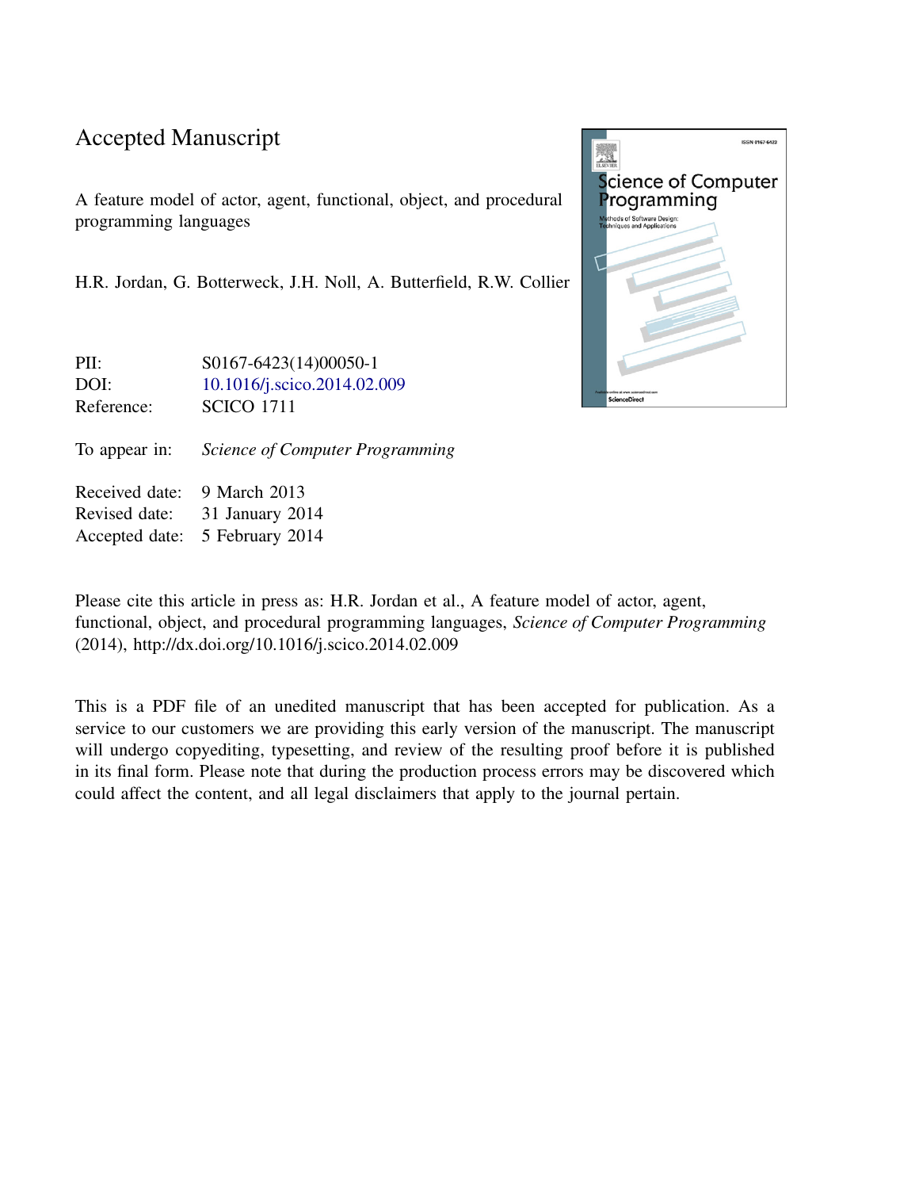# Accepted Manuscript

A feature model of actor, agent, functional, object, and procedural programming languages

H.R. Jordan, G. Botterweck, J.H. Noll, A. Butterfield, R.W. Collier

| | |
|---|---|
| PII: | S0167-6423(14)00050-1 |
| DOI: | 10.1016/j.scico.2014.02.009 |
| Reference: | SCICO 1711 |

To appear in: *Science of Computer Programming*

| | |
|---|---|
| Received date: | 9 March 2013 |
| Revised date: | 31 January 2014 |
| Accepted date: | 5 February 2014 |

Please cite this article in press as: H.R. Jordan et al., A feature model of actor, agent, functional, object, and procedural programming languages, *Science of Computer Programming* (2014), http://dx.doi.org/10.1016/j.scico.2014.02.009

This is a PDF file of an unedited manuscript that has been accepted for publication. As a service to our customers we are providing this early version of the manuscript. The manuscript will undergo copyediting, typesetting, and review of the resulting proof before it is published in its final form. Please note that during the production process errors may be discovered which could affect the content, and all legal disclaimers that apply to the journal pertain.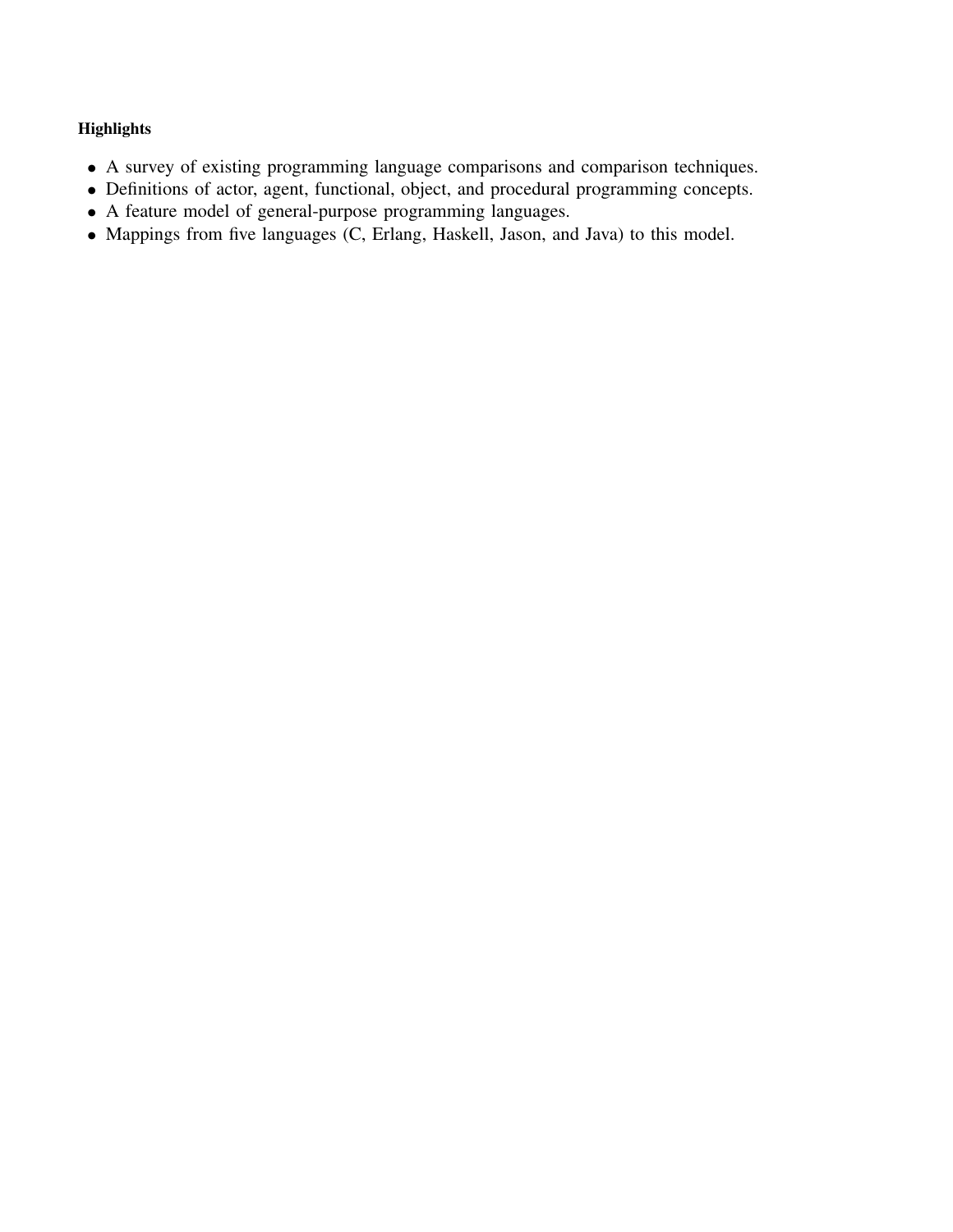**Highlights**

- A survey of existing programming language comparisons and comparison techniques.
- Definitions of actor, agent, functional, object, and procedural programming concepts.
- A feature model of general-purpose programming languages.
- Mappings from five languages (C, Erlang, Haskell, Jason, and Java) to this model.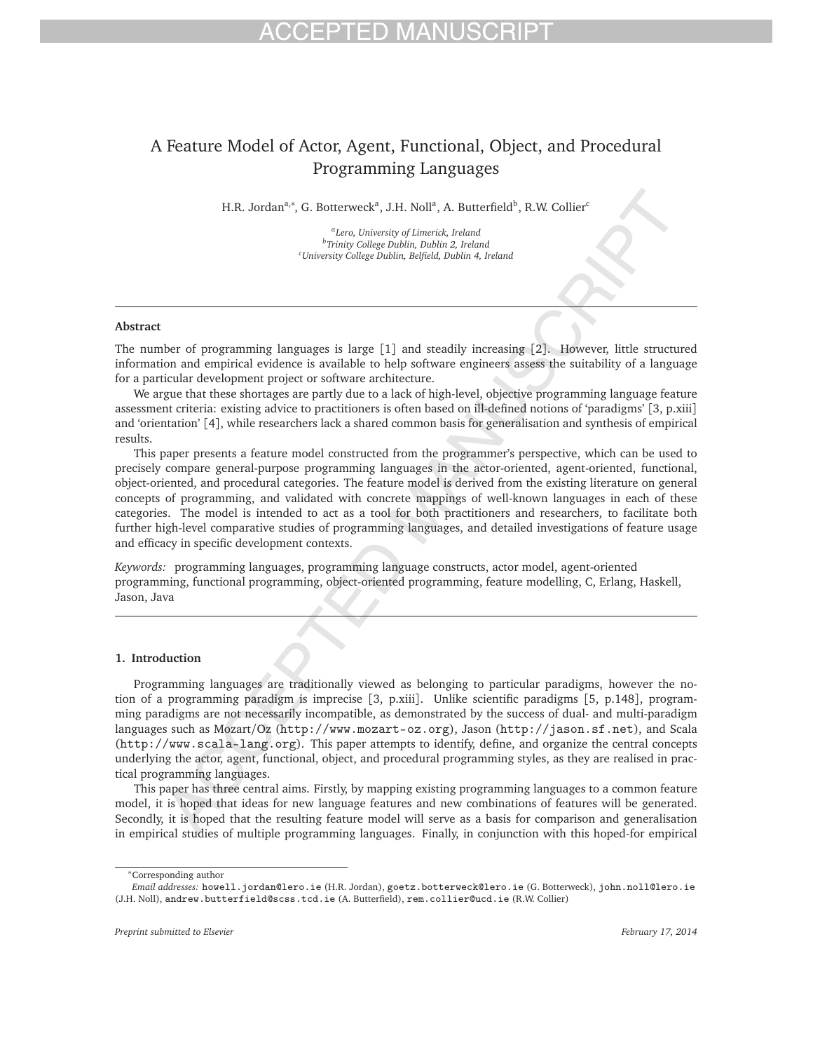# A Feature Model of Actor, Agent, Functional, Object, and Procedural Programming Languages

H.R. Jordan[a,*], G. Botterweck[a], J.H. Noll[a], A. Butterfield[b], R.W. Collier[c]

[a]*Lero, University of Limerick, Ireland*
[b]*Trinity College Dublin, Dublin 2, Ireland*
[c]*University College Dublin, Belfield, Dublin 4, Ireland*

---

**Abstract**

The number of programming languages is large [1] and steadily increasing [2]. However, little structured information and empirical evidence is available to help software engineers assess the suitability of a language for a particular development project or software architecture.

We argue that these shortages are partly due to a lack of high-level, objective programming language feature assessment criteria: existing advice to practitioners is often based on ill-defined notions of 'paradigms' [3, p.xiii] and 'orientation' [4], while researchers lack a shared common basis for generalisation and synthesis of empirical results.

This paper presents a feature model constructed from the programmer's perspective, which can be used to precisely compare general-purpose programming languages in the actor-oriented, agent-oriented, functional, object-oriented, and procedural categories. The feature model is derived from the existing literature on general concepts of programming, and validated with concrete mappings of well-known languages in each of these categories. The model is intended to act as a tool for both practitioners and researchers, to facilitate both further high-level comparative studies of programming languages, and detailed investigations of feature usage and efficacy in specific development contexts.

*Keywords:* programming languages, programming language constructs, actor model, agent-oriented programming, functional programming, object-oriented programming, feature modelling, C, Erlang, Haskell, Jason, Java

---

## 1. Introduction

Programming languages are traditionally viewed as belonging to particular paradigms, however the notion of a programming paradigm is imprecise [3, p.xiii]. Unlike scientific paradigms [5, p.148], programming paradigms are not necessarily incompatible, as demonstrated by the success of dual- and multi-paradigm languages such as Mozart/Oz (`http://www.mozart-oz.org`), Jason (`http://jason.sf.net`), and Scala (`http://www.scala-lang.org`). This paper attempts to identify, define, and organize the central concepts underlying the actor, agent, functional, object, and procedural programming styles, as they are realised in practical programming languages.

This paper has three central aims. Firstly, by mapping existing programming languages to a common feature model, it is hoped that ideas for new language features and new combinations of features will be generated. Secondly, it is hoped that the resulting feature model will serve as a basis for comparison and generalisation in empirical studies of multiple programming languages. Finally, in conjunction with this hoped-for empirical

---

*Corresponding author

*Email addresses:* `howell.jordan@lero.ie` (H.R. Jordan), `goetz.botterweck@lero.ie` (G. Botterweck), `john.noll@lero.ie` (J.H. Noll), `andrew.butterfield@scss.tcd.ie` (A. Butterfield), `rem.collier@ucd.ie` (R.W. Collier)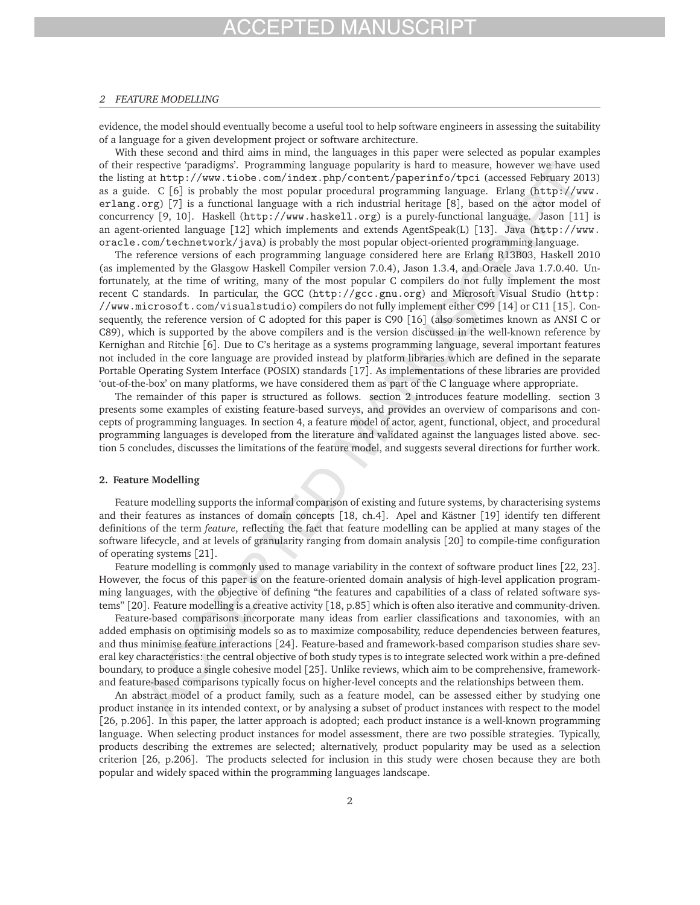evidence, the model should eventually become a useful tool to help software engineers in assessing the suitability of a language for a given development project or software architecture.

With these second and third aims in mind, the languages in this paper were selected as popular examples of their respective 'paradigms'. Programming language popularity is hard to measure, however we have used the listing at `http://www.tiobe.com/index.php/content/paperinfo/tpci` (accessed February 2013) as a guide. C [6] is probably the most popular procedural programming language. Erlang (`http://www.erlang.org`) [7] is a functional language with a rich industrial heritage [8], based on the actor model of concurrency [9, 10]. Haskell (`http://www.haskell.org`) is a purely-functional language. Jason [11] is an agent-oriented language [12] which implements and extends AgentSpeak(L) [13]. Java (`http://www.oracle.com/technetwork/java`) is probably the most popular object-oriented programming language.

The reference versions of each programming language considered here are Erlang R13B03, Haskell 2010 (as implemented by the Glasgow Haskell Compiler version 7.0.4), Jason 1.3.4, and Oracle Java 1.7.0.40. Unfortunately, at the time of writing, many of the most popular C compilers do not fully implement the most recent C standards. In particular, the GCC (`http://gcc.gnu.org`) and Microsoft Visual Studio (`http://www.microsoft.com/visualstudio`) compilers do not fully implement either C99 [14] or C11 [15]. Consequently, the reference version of C adopted for this paper is C90 [16] (also sometimes known as ANSI C or C89), which is supported by the above compilers and is the version discussed in the well-known reference by Kernighan and Ritchie [6]. Due to C's heritage as a systems programming language, several important features not included in the core language are provided instead by platform libraries which are defined in the separate Portable Operating System Interface (POSIX) standards [17]. As implementations of these libraries are provided 'out-of-the-box' on many platforms, we have considered them as part of the C language where appropriate.

The remainder of this paper is structured as follows. section 2 introduces feature modelling. section 3 presents some examples of existing feature-based surveys, and provides an overview of comparisons and concepts of programming languages. In section 4, a feature model of actor, agent, functional, object, and procedural programming languages is developed from the literature and validated against the languages listed above. section 5 concludes, discusses the limitations of the feature model, and suggests several directions for further work.

## 2. Feature Modelling

Feature modelling supports the informal comparison of existing and future systems, by characterising systems and their features as instances of domain concepts [18, ch.4]. Apel and Kästner [19] identify ten different definitions of the term *feature*, reflecting the fact that feature modelling can be applied at many stages of the software lifecycle, and at levels of granularity ranging from domain analysis [20] to compile-time configuration of operating systems [21].

Feature modelling is commonly used to manage variability in the context of software product lines [22, 23]. However, the focus of this paper is on the feature-oriented domain analysis of high-level application programming languages, with the objective of defining "the features and capabilities of a class of related software systems" [20]. Feature modelling is a creative activity [18, p.85] which is often also iterative and community-driven.

Feature-based comparisons incorporate many ideas from earlier classifications and taxonomies, with an added emphasis on optimising models so as to maximize composability, reduce dependencies between features, and thus minimise feature interactions [24]. Feature-based and framework-based comparison studies share several key characteristics: the central objective of both study types is to integrate selected work within a pre-defined boundary, to produce a single cohesive model [25]. Unlike reviews, which aim to be comprehensive, framework- and feature-based comparisons typically focus on higher-level concepts and the relationships between them.

An abstract model of a product family, such as a feature model, can be assessed either by studying one product instance in its intended context, or by analysing a subset of product instances with respect to the model [26, p.206]. In this paper, the latter approach is adopted; each product instance is a well-known programming language. When selecting product instances for model assessment, there are two possible strategies. Typically, products describing the extremes are selected; alternatively, product popularity may be used as a selection criterion [26, p.206]. The products selected for inclusion in this study were chosen because they are both popular and widely spaced within the programming languages landscape.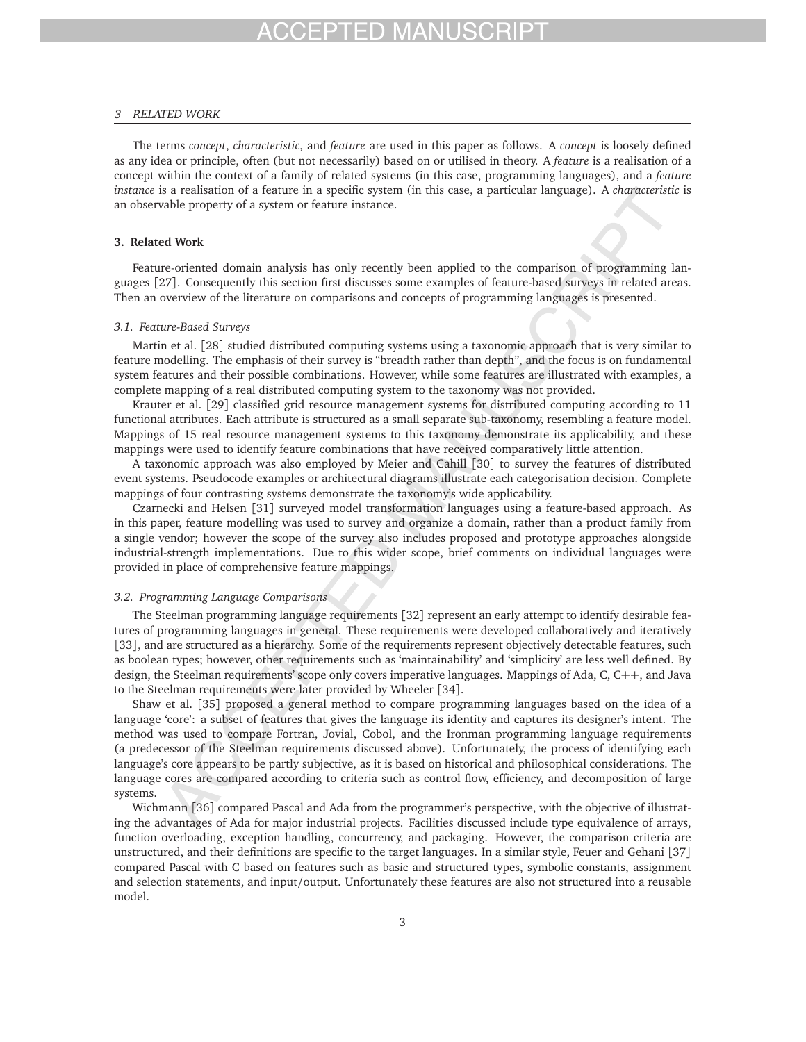The terms *concept*, *characteristic*, and *feature* are used in this paper as follows. A *concept* is loosely defined as any idea or principle, often (but not necessarily) based on or utilised in theory. A *feature* is a realisation of a concept within the context of a family of related systems (in this case, programming languages), and a *feature instance* is a realisation of a feature in a specific system (in this case, a particular language). A *characteristic* is an observable property of a system or feature instance.

## 3. Related Work

Feature-oriented domain analysis has only recently been applied to the comparison of programming languages [27]. Consequently this section first discusses some examples of feature-based surveys in related areas. Then an overview of the literature on comparisons and concepts of programming languages is presented.

### 3.1. Feature-Based Surveys

Martin et al. [28] studied distributed computing systems using a taxonomic approach that is very similar to feature modelling. The emphasis of their survey is "breadth rather than depth", and the focus is on fundamental system features and their possible combinations. However, while some features are illustrated with examples, a complete mapping of a real distributed computing system to the taxonomy was not provided.

Krauter et al. [29] classified grid resource management systems for distributed computing according to 11 functional attributes. Each attribute is structured as a small separate sub-taxonomy, resembling a feature model. Mappings of 15 real resource management systems to this taxonomy demonstrate its applicability, and these mappings were used to identify feature combinations that have received comparatively little attention.

A taxonomic approach was also employed by Meier and Cahill [30] to survey the features of distributed event systems. Pseudocode examples or architectural diagrams illustrate each categorisation decision. Complete mappings of four contrasting systems demonstrate the taxonomy's wide applicability.

Czarnecki and Helsen [31] surveyed model transformation languages using a feature-based approach. As in this paper, feature modelling was used to survey and organize a domain, rather than a product family from a single vendor; however the scope of the survey also includes proposed and prototype approaches alongside industrial-strength implementations. Due to this wider scope, brief comments on individual languages were provided in place of comprehensive feature mappings.

### 3.2. Programming Language Comparisons

The Steelman programming language requirements [32] represent an early attempt to identify desirable features of programming languages in general. These requirements were developed collaboratively and iteratively [33], and are structured as a hierarchy. Some of the requirements represent objectively detectable features, such as boolean types; however, other requirements such as 'maintainability' and 'simplicity' are less well defined. By design, the Steelman requirements' scope only covers imperative languages. Mappings of Ada, C, C++, and Java to the Steelman requirements were later provided by Wheeler [34].

Shaw et al. [35] proposed a general method to compare programming languages based on the idea of a language 'core': a subset of features that gives the language its identity and captures its designer's intent. The method was used to compare Fortran, Jovial, Cobol, and the Ironman programming language requirements (a predecessor of the Steelman requirements discussed above). Unfortunately, the process of identifying each language's core appears to be partly subjective, as it is based on historical and philosophical considerations. The language cores are compared according to criteria such as control flow, efficiency, and decomposition of large systems.

Wichmann [36] compared Pascal and Ada from the programmer's perspective, with the objective of illustrating the advantages of Ada for major industrial projects. Facilities discussed include type equivalence of arrays, function overloading, exception handling, concurrency, and packaging. However, the comparison criteria are unstructured, and their definitions are specific to the target languages. In a similar style, Feuer and Gehani [37] compared Pascal with C based on features such as basic and structured types, symbolic constants, assignment and selection statements, and input/output. Unfortunately these features are also not structured into a reusable model.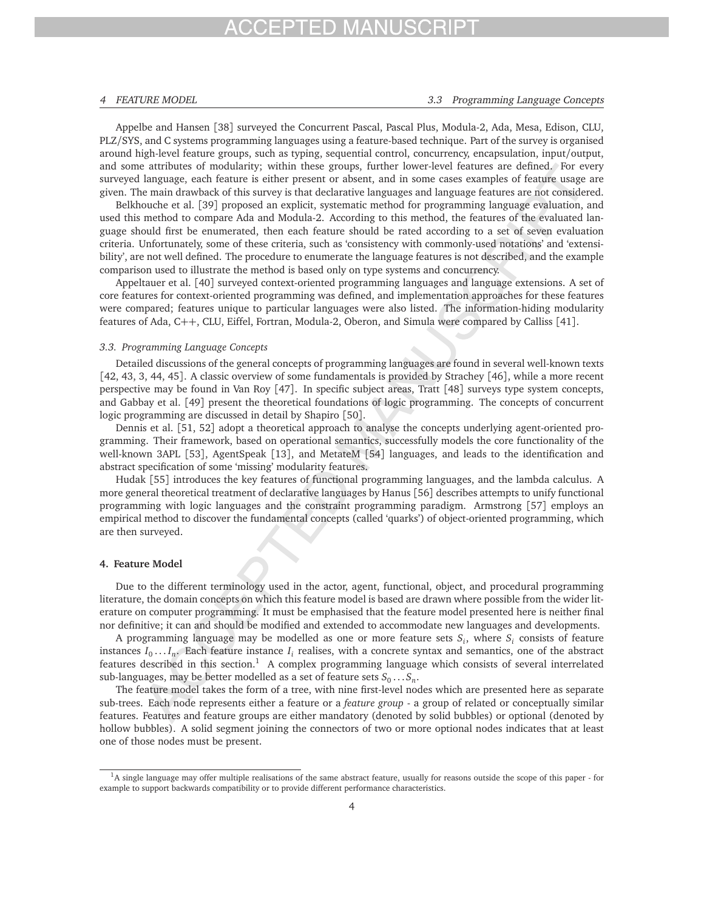Appelbe and Hansen [38] surveyed the Concurrent Pascal, Pascal Plus, Modula-2, Ada, Mesa, Edison, CLU, PLZ/SYS, and C systems programming languages using a feature-based technique. Part of the survey is organised around high-level feature groups, such as typing, sequential control, concurrency, encapsulation, input/output, and some attributes of modularity; within these groups, further lower-level features are defined. For every surveyed language, each feature is either present or absent, and in some cases examples of feature usage are given. The main drawback of this survey is that declarative languages and language features are not considered.

Belkhouche et al. [39] proposed an explicit, systematic method for programming language evaluation, and used this method to compare Ada and Modula-2. According to this method, the features of the evaluated language should first be enumerated, then each feature should be rated according to a set of seven evaluation criteria. Unfortunately, some of these criteria, such as 'consistency with commonly-used notations' and 'extensibility', are not well defined. The procedure to enumerate the language features is not described, and the example comparison used to illustrate the method is based only on type systems and concurrency.

Appeltauer et al. [40] surveyed context-oriented programming languages and language extensions. A set of core features for context-oriented programming was defined, and implementation approaches for these features were compared; features unique to particular languages were also listed. The information-hiding modularity features of Ada, C++, CLU, Eiffel, Fortran, Modula-2, Oberon, and Simula were compared by Calliss [41].

### 3.3. Programming Language Concepts

Detailed discussions of the general concepts of programming languages are found in several well-known texts [42, 43, 3, 44, 45]. A classic overview of some fundamentals is provided by Strachey [46], while a more recent perspective may be found in Van Roy [47]. In specific subject areas, Tratt [48] surveys type system concepts, and Gabbay et al. [49] present the theoretical foundations of logic programming. The concepts of concurrent logic programming are discussed in detail by Shapiro [50].

Dennis et al. [51, 52] adopt a theoretical approach to analyse the concepts underlying agent-oriented programming. Their framework, based on operational semantics, successfully models the core functionality of the well-known 3APL [53], AgentSpeak [13], and MetateM [54] languages, and leads to the identification and abstract specification of some 'missing' modularity features.

Hudak [55] introduces the key features of functional programming languages, and the lambda calculus. A more general theoretical treatment of declarative languages by Hanus [56] describes attempts to unify functional programming with logic languages and the constraint programming paradigm. Armstrong [57] employs an empirical method to discover the fundamental concepts (called 'quarks') of object-oriented programming, which are then surveyed.

## 4. Feature Model

Due to the different terminology used in the actor, agent, functional, object, and procedural programming literature, the domain concepts on which this feature model is based are drawn where possible from the wider literature on computer programming. It must be emphasised that the feature model presented here is neither final nor definitive; it can and should be modified and extended to accommodate new languages and developments.

A programming language may be modelled as one or more feature sets $S_i$, where $S_i$ consists of feature instances $I_0 \ldots I_n$. Each feature instance $I_i$ realises, with a concrete syntax and semantics, one of the abstract features described in this section.[1] A complex programming language which consists of several interrelated sub-languages, may be better modelled as a set of feature sets $S_0 \ldots S_n$.

The feature model takes the form of a tree, with nine first-level nodes which are presented here as separate sub-trees. Each node represents either a feature or a *feature group* - a group of related or conceptually similar features. Features and feature groups are either mandatory (denoted by solid bubbles) or optional (denoted by hollow bubbles). A solid segment joining the connectors of two or more optional nodes indicates that at least one of those nodes must be present.

[1] A single language may offer multiple realisations of the same abstract feature, usually for reasons outside the scope of this paper - for example to support backwards compatibility or to provide different performance characteristics.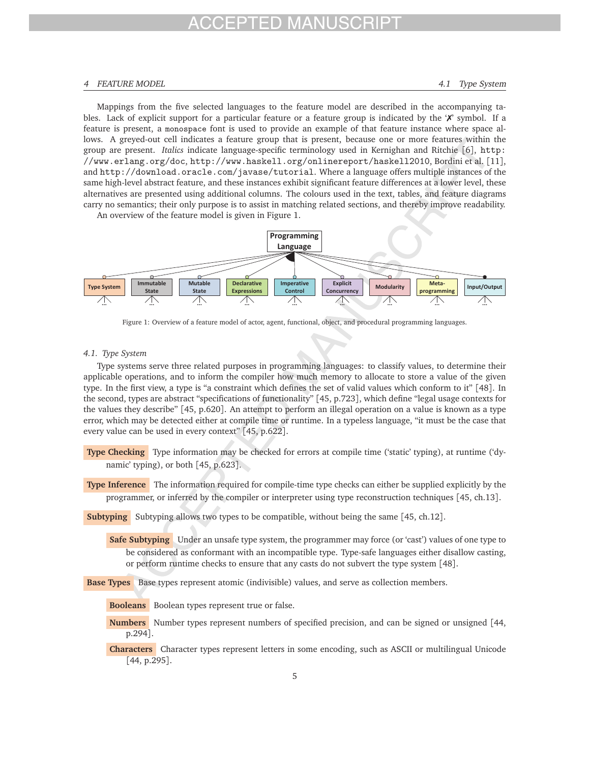Mappings from the five selected languages to the feature model are described in the accompanying tables. Lack of explicit support for a particular feature or a feature group is indicated by the '✗' symbol. If a feature is present, a `monospace` font is used to provide an example of that feature instance where space allows. A greyed-out cell indicates a feature group that is present, because one or more features within the group are present. *Italics* indicate language-specific terminology used in Kernighan and Ritchie [6], `http://www.erlang.org/doc`, `http://www.haskell.org/onlinereport/haskell2010`, Bordini et al. [11], and `http://download.oracle.com/javase/tutorial`. Where a language offers multiple instances of the same high-level abstract feature, and these instances exhibit significant feature differences at a lower level, these alternatives are presented using additional columns. The colours used in the text, tables, and feature diagrams carry no semantics; their only purpose is to assist in matching related sections, and thereby improve readability.

An overview of the feature model is given in Figure 1.

Programming Language

Type System | Immutable State | Mutable State | Declarative Expressions | Imperative Control | Explicit Concurrency | Modularity | Meta-programming | Input/Output

Figure 1: Overview of a feature model of actor, agent, functional, object, and procedural programming languages.

### 4.1. Type System

Type systems serve three related purposes in programming languages: to classify values, to determine their applicable operations, and to inform the compiler how much memory to allocate to store a value of the given type. In the first view, a type is "a constraint which defines the set of valid values which conform to it" [48]. In the second, types are abstract "specifications of functionality" [45, p.723], which define "legal usage contexts for the values they describe" [45, p.620]. An attempt to perform an illegal operation on a value is known as a type error, which may be detected either at compile time or runtime. In a typeless language, "it must be the case that every value can be used in every context" [45, p.622].

**Type Checking** Type information may be checked for errors at compile time ('static' typing), at runtime ('dynamic' typing), or both [45, p.623].

**Type Inference** The information required for compile-time type checks can either be supplied explicitly by the programmer, or inferred by the compiler or interpreter using type reconstruction techniques [45, ch.13].

**Subtyping** Subtyping allows two types to be compatible, without being the same [45, ch.12].

- **Safe Subtyping** Under an unsafe type system, the programmer may force (or 'cast') values of one type to be considered as conformant with an incompatible type. Type-safe languages either disallow casting, or perform runtime checks to ensure that any casts do not subvert the type system [48].

**Base Types** Base types represent atomic (indivisible) values, and serve as collection members.

- **Booleans** Boolean types represent true or false.
- **Numbers** Number types represent numbers of specified precision, and can be signed or unsigned [44, p.294].
- **Characters** Character types represent letters in some encoding, such as ASCII or multilingual Unicode [44, p.295].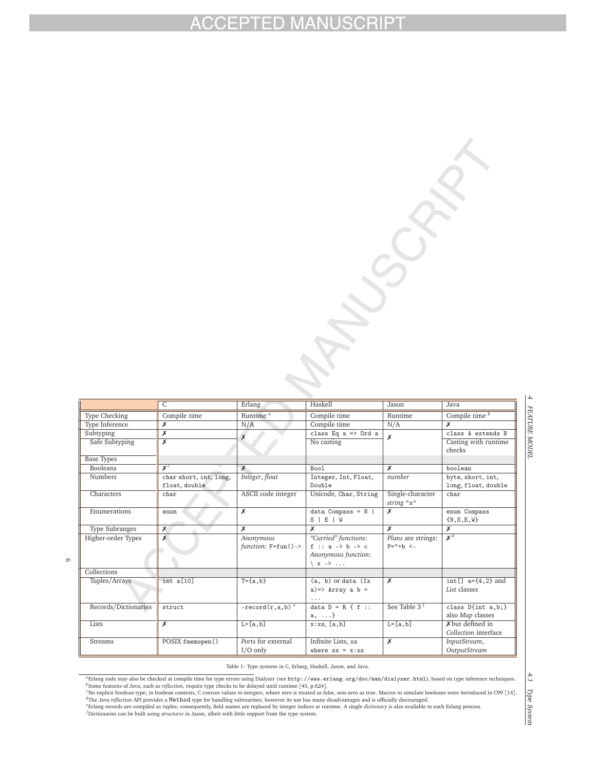|  | C | Erlang | Haskell | Jason | Java |
|---|---|---|---|---|---|
| Type Checking | Compile time | Runtime [a] | Compile time | Runtime | Compile time [b] |
| Type Inference | ✗ | N/A | Compile time | N/A | ✗ |
| Subtyping | ✗ | ✗ | `class Eq a => Ord a` | ✗ | `class A extends B` |
| Safe Subtyping | ✗ |  | No casting |  | Casting with runtime checks |
| Base Types |  |  |  |  |  |
| Booleans | ✗ [c] | ✗ | `Bool` | ✗ | `boolean` |
| Numbers | `char short, int, long, float, double` | *Integer, float* | `Integer, Int, Float, Double` | *number* | `byte, short, int, long, float, double` |
| Characters | `char` | ASCII code integer | Unicode, `Char, String` | Single-character *string* `"s"` | `char` |
| Enumerations | `enum` | ✗ | `data Compass = N \| S \| E \| W` | ✗ | `enum Compass {N,S,E,W}` |
| Type Subranges | ✗ | ✗ | ✗ | ✗ | ✗ |
| Higher-order Types | ✗ | *Anonymous function*: `F=fun()->` | *"Curried" functions*: `f :: a -> b -> c` *Anonymous function*: `\ x -> ...` | *Plans* are strings: `P="+b <-` | ✗ [d] |
| Collections |  |  |  |  |  |
| Tuples/Arrays | `int a[10]` | `T={a,b}` | `(a, b)` or `data (Ix a)=> Array a b = ...` | ✗ | `int[] a={4,2}` and *List* classes |
| Records/Dictionaries | `struct` | `-record(r,a,b)` [e] | `data D = R { f :: a, ...}` | See Table 3 [f] | `class D{int a,b;}` also *Map* classes |
| Lists | ✗ | `L=[a,b]` | `x:xs, [a,b]` | `L=[a,b]` | ✗ but defined in *Collection* interface |
| Streams | POSIX `fmemopen()` | *Ports* for external I/O only | Infinite Lists, `xs where xs = x:xs` | ✗ | *InputStream, OutputStream* |

Table 1: Type systems in C, Erlang, Haskell, Jason, and Java.

[a] Erlang code may also be checked at compile time for type errors using Dialyzer (see `http://www.erlang.org/doc/man/dialyzer.html`), based on type inference techniques.
[b] Some features of Java, such as *reflection*, require type checks to be delayed until runtime [45, p.624].
[c] No explicit boolean type; in boolean contexts, C coerces values to integers, where zero is treated as false, non-zero as true. Macros to simulate booleans were introduced in C99 [14].
[d] The Java *reflection* API provides a `Method` type for handling subroutines, however its use has many disadvantages and is officially discouraged.
[e] Erlang records are compiled as tuples; consequently, field names are replaced by integer indices at runtime. A single *dictionary* is also available to each Erlang process.
[f] Dictionaries can be built using *structures* in Jason, albeit with little support from the type system.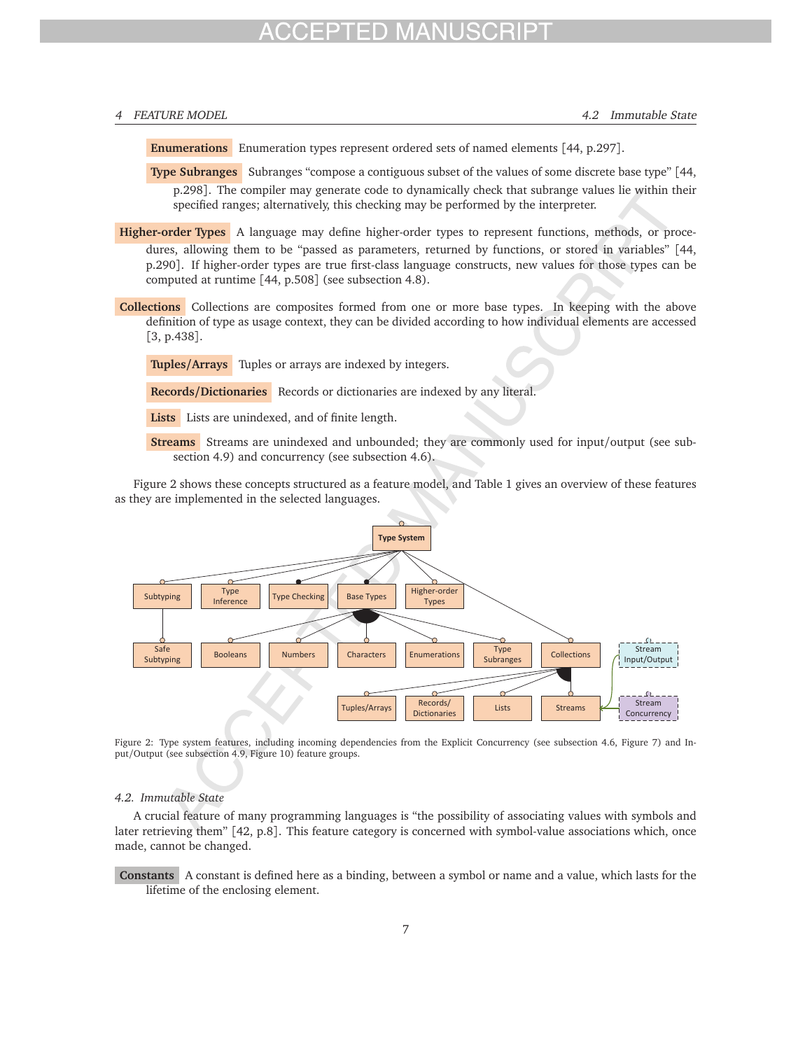**Enumerations** Enumeration types represent ordered sets of named elements [44, p.297].

**Type Subranges** Subranges "compose a contiguous subset of the values of some discrete base type" [44, p.298]. The compiler may generate code to dynamically check that subrange values lie within their specified ranges; alternatively, this checking may be performed by the interpreter.

**Higher-order Types** A language may define higher-order types to represent functions, methods, or procedures, allowing them to be "passed as parameters, returned by functions, or stored in variables" [44, p.290]. If higher-order types are true first-class language constructs, new values for those types can be computed at runtime [44, p.508] (see subsection 4.8).

**Collections** Collections are composites formed from one or more base types. In keeping with the above definition of type as usage context, they can be divided according to how individual elements are accessed [3, p.438].

**Tuples/Arrays** Tuples or arrays are indexed by integers.

**Records/Dictionaries** Records or dictionaries are indexed by any literal.

**Lists** Lists are unindexed, and of finite length.

**Streams** Streams are unindexed and unbounded; they are commonly used for input/output (see subsection 4.9) and concurrency (see subsection 4.6).

Figure 2 shows these concepts structured as a feature model, and Table 1 gives an overview of these features as they are implemented in the selected languages.

Figure 2: Type system features, including incoming dependencies from the Explicit Concurrency (see subsection 4.6, Figure 7) and Input/Output (see subsection 4.9, Figure 10) feature groups.

### 4.2. Immutable State

A crucial feature of many programming languages is "the possibility of associating values with symbols and later retrieving them" [42, p.8]. This feature category is concerned with symbol-value associations which, once made, cannot be changed.

**Constants** A constant is defined here as a binding, between a symbol or name and a value, which lasts for the lifetime of the enclosing element.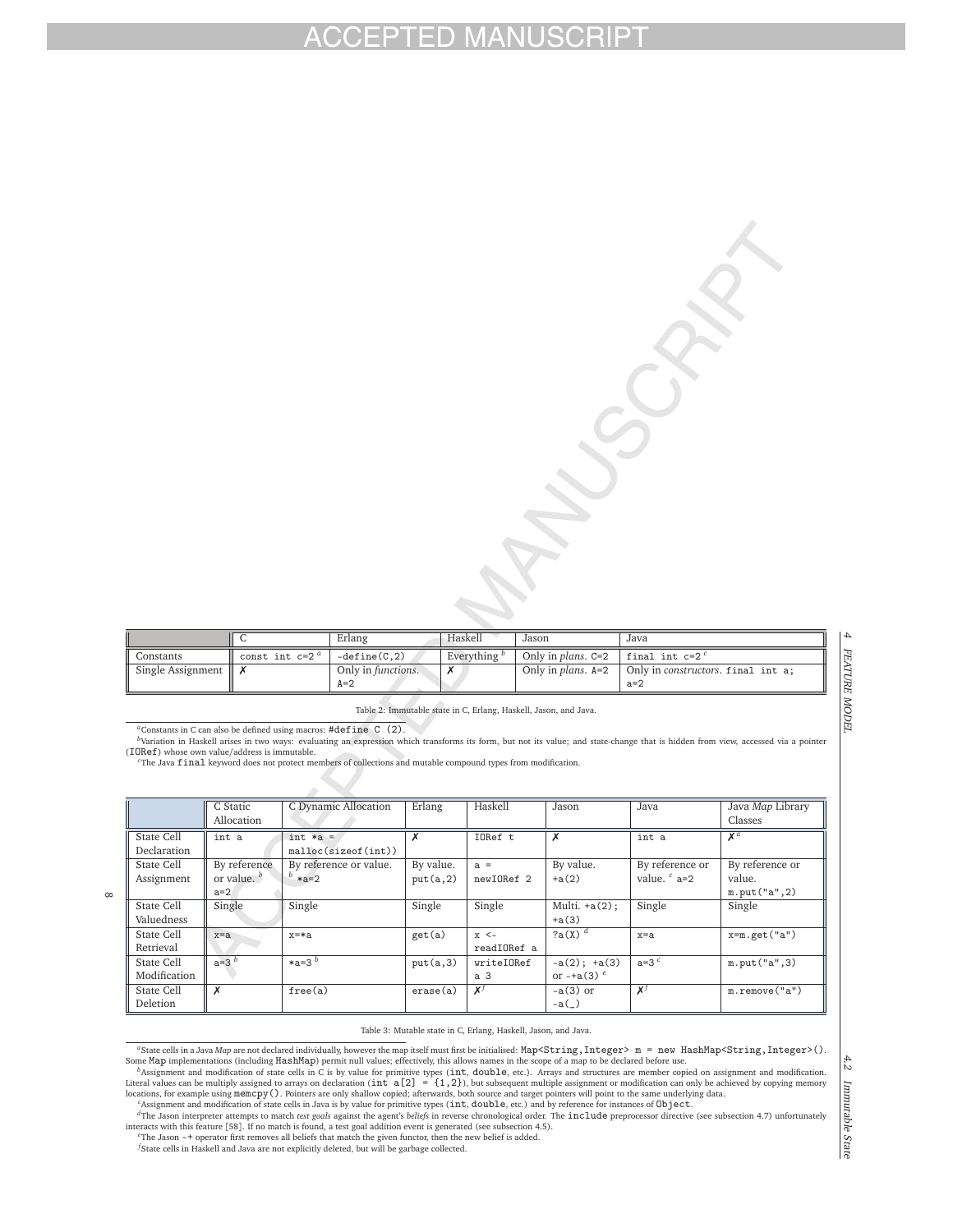|  | C | Erlang | Haskell | Jason | Java |
| --- | --- | --- | --- | --- | --- |
| Constants | `const int c=2` [a] | `-define(C,2)` | Everything [b] | Only in *plans*. `C=2` | `final int c=2` [c] |
| Single Assignment | ✗ | Only in *functions*. `A=2` | ✗ | Only in *plans*. `A=2` | Only in *constructors*. `final int a; a=2` |

Table 2: Immutable state in C, Erlang, Haskell, Jason, and Java.

[a] Constants in C can also be defined using macros: `#define C (2)`.

[b] Variation in Haskell arises in two ways: evaluating an expression which transforms its form, but not its value; and state-change that is hidden from view, accessed via a pointer (`IORef`) whose own value/address is immutable.

[c] The Java `final` keyword does not protect members of collections and mutable compound types from modification.

|  | C Static Allocation | C Dynamic Allocation | Erlang | Haskell | Jason | Java | Java *Map* Library Classes |
| --- | --- | --- | --- | --- | --- | --- | --- |
| State Cell Declaration | `int a` | `int *a = malloc(sizeof(int))` | ✗ | `IORef t` | ✗ | `int a` | ✗ [a] |
| State Cell Assignment | By reference or value. [b] `a=2` | By reference or value. [b] `*a=2` | By value. `put(a,2)` | `a = newIORef 2` | By value. `+a(2)` | By reference or value. [c] `a=2` | By reference or value. `m.put("a",2)` |
| State Cell Valuedness | Single | Single | Single | Single | Multi. `+a(2); +a(3)` | Single | Single |
| State Cell Retrieval | `x=a` | `x=*a` | `get(a)` | `x <- readIORef a` | `?a(X)` [d] | `x=a` | `x=m.get("a")` |
| State Cell Modification | `a=3` [b] | `*a=3` [b] | `put(a,3)` | `writeIORef a 3` | `-a(2); +a(3)` or `-+a(3)` [e] | `a=3` [c] | `m.put("a",3)` |
| State Cell Deletion | ✗ | `free(a)` | `erase(a)` | ✗ [f] | `-a(3)` or `-a(_)` | ✗ [f] | `m.remove("a")` |

Table 3: Mutable state in C, Erlang, Haskell, Jason, and Java.

[a] State cells in a Java *Map* are not declared individually, however the map itself must first be initialised: `Map<String,Integer> m = new HashMap<String,Integer>()`. Some `Map` implementations (including `HashMap`) permit null values; effectively, this allows names in the scope of a map to be declared before use.

[b] Assignment and modification of state cells in C is by value for primitive types (`int`, `double`, etc.). Arrays and structures are member copied on assignment and modification. Literal values can be multiply assigned to arrays on declaration (`int a[2] = {1,2}`), but subsequent multiple assignment or modification can only be achieved by copying memory locations, for example using `memcpy()`. Pointers are only shallow copied; afterwards, both source and target pointers will point to the same underlying data.

[c] Assignment and modification of state cells in Java is by value for primitive types (`int`, `double`, etc.) and by reference for instances of `Object`.

[d] The Jason interpreter attempts to match *test goals* against the agent's *beliefs* in reverse chronological order. The `include` preprocessor directive (see subsection 4.7) unfortunately interacts with this feature [58]. If no match is found, a test goal addition event is generated (see subsection 4.5).

[e] The Jason `-+` operator first removes all beliefs that match the given functor, then the new belief is added.

[f] State cells in Haskell and Java are not explicitly deleted, but will be garbage collected.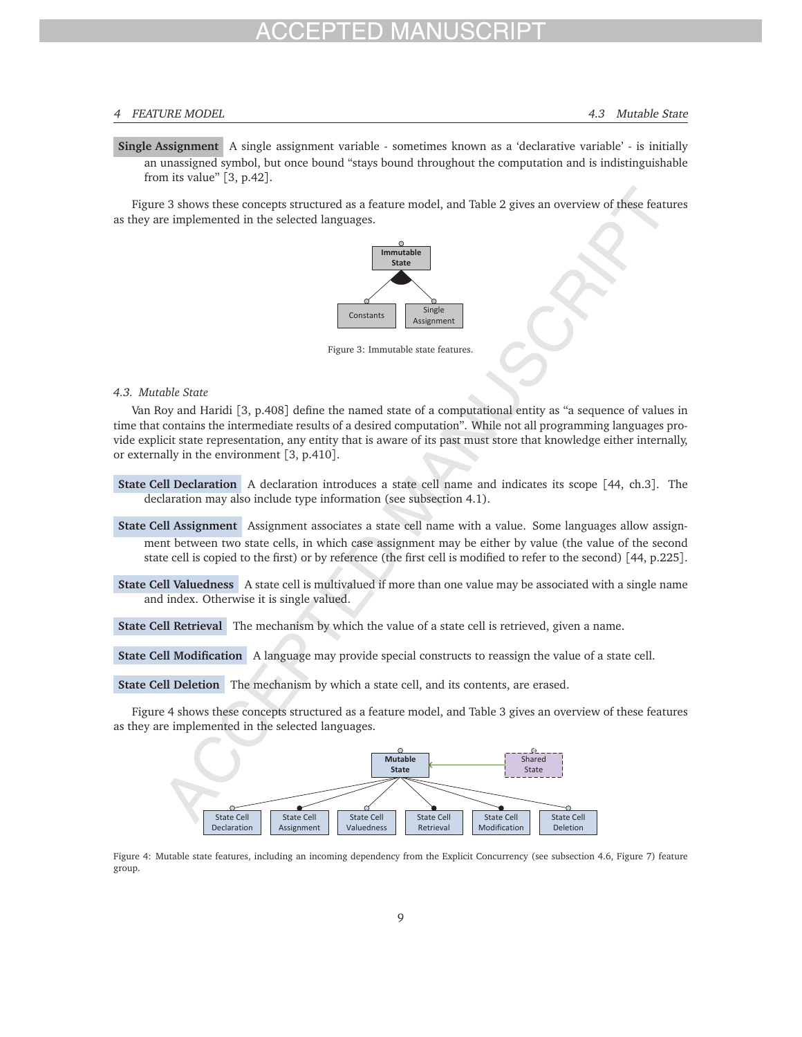**Single Assignment** A single assignment variable - sometimes known as a 'declarative variable' - is initially an unassigned symbol, but once bound "stays bound throughout the computation and is indistinguishable from its value" [3, p.42].

Figure 3 shows these concepts structured as a feature model, and Table 2 gives an overview of these features as they are implemented in the selected languages.

Figure 3: Immutable state features.

### 4.3. Mutable State

Van Roy and Haridi [3, p.408] define the named state of a computational entity as "a sequence of values in time that contains the intermediate results of a desired computation". While not all programming languages provide explicit state representation, any entity that is aware of its past must store that knowledge either internally, or externally in the environment [3, p.410].

**State Cell Declaration** A declaration introduces a state cell name and indicates its scope [44, ch.3]. The declaration may also include type information (see subsection 4.1).

**State Cell Assignment** Assignment associates a state cell name with a value. Some languages allow assignment between two state cells, in which case assignment may be either by value (the value of the second state cell is copied to the first) or by reference (the first cell is modified to refer to the second) [44, p.225].

**State Cell Valuedness** A state cell is multivalued if more than one value may be associated with a single name and index. Otherwise it is single valued.

**State Cell Retrieval** The mechanism by which the value of a state cell is retrieved, given a name.

**State Cell Modification** A language may provide special constructs to reassign the value of a state cell.

**State Cell Deletion** The mechanism by which a state cell, and its contents, are erased.

Figure 4 shows these concepts structured as a feature model, and Table 3 gives an overview of these features as they are implemented in the selected languages.

Figure 4: Mutable state features, including an incoming dependency from the Explicit Concurrency (see subsection 4.6, Figure 7) feature group.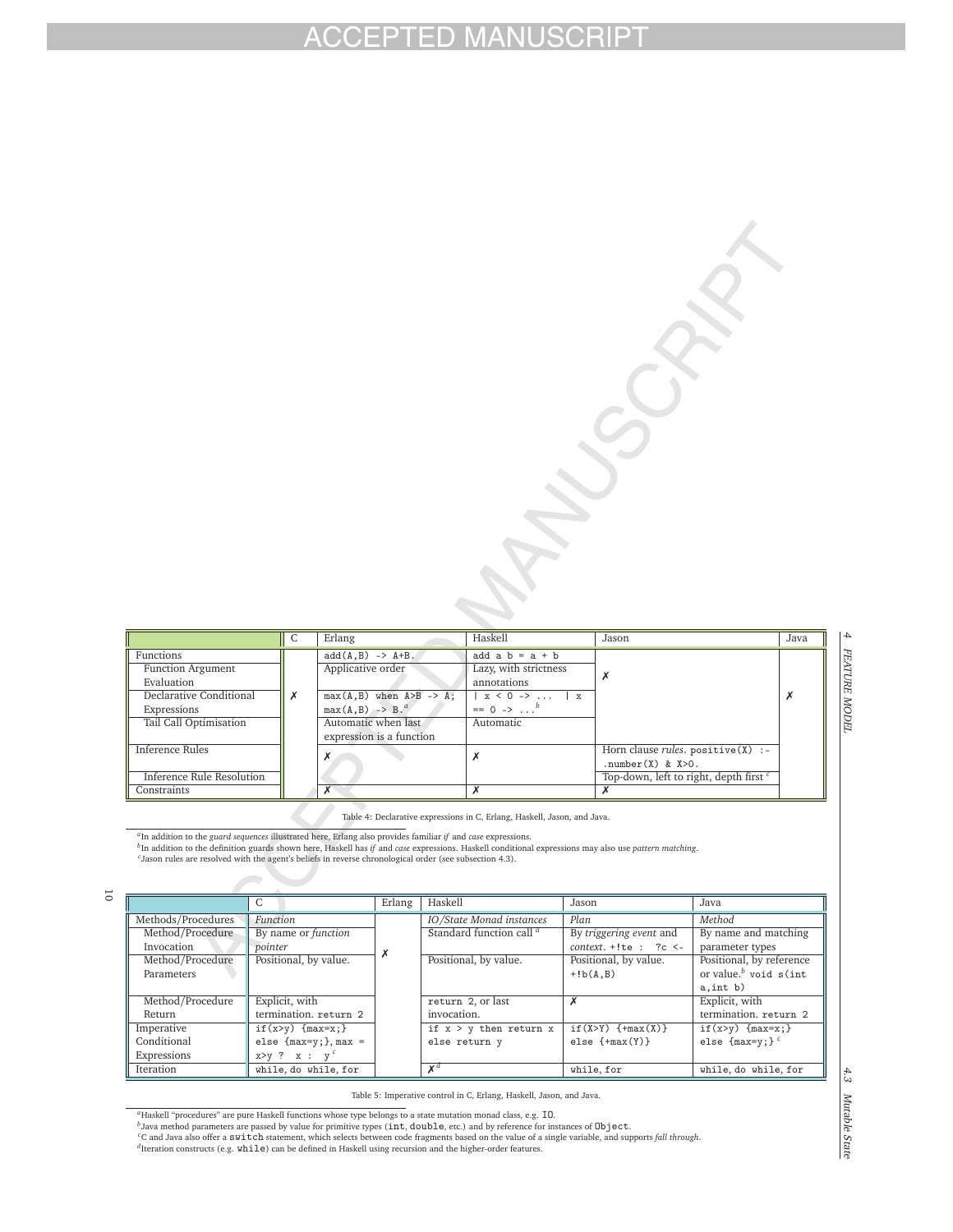| | C | Erlang | Haskell | Jason | Java |
|---|---|---|---|---|---|
| Functions | ✗ | `add(A,B) -> A+B.` | `add a b = a + b` | ✗ | ✗ |
| Function Argument Evaluation | | Applicative order | Lazy, with strictness annotations | | |
| Declarative Conditional Expressions | | `max(A,B) when A>B -> A; max(A,B) -> B.` [a] | `\| x < 0 -> ... \| x == 0 -> ...` [b] | | |
| Tail Call Optimisation | | Automatic when last expression is a function | Automatic | | |
| Inference Rules | | ✗ | ✗ | Horn clause *rules*. `positive(X) :- .number(X) & X>0.` | |
| Inference Rule Resolution | | | | Top-down, left to right, depth first [c] | |
| Constraints | | ✗ | ✗ | ✗ | |

Table 4: Declarative expressions in C, Erlang, Haskell, Jason, and Java.

[a] In addition to the *guard sequences* illustrated here, Erlang also provides familiar *if* and *case* expressions.
[b] In addition to the definition guards shown here, Haskell has *if* and *case* expressions. Haskell conditional expressions may also use *pattern matching*.
[c] Jason rules are resolved with the agent's beliefs in reverse chronological order (see subsection 4.3).

| | C | Erlang | Haskell | Jason | Java |
|---|---|---|---|---|---|
| Methods/Procedures | *Function* | ✗ | *IO/State Monad instances* | *Plan* | *Method* |
| Method/Procedure Invocation | By name or *function pointer* | | Standard function call [a] | By *triggering event* and *context*. `+!te : ?c <-` | By name and matching parameter types |
| Method/Procedure Parameters | Positional, by value. | | Positional, by value. | Positional, by value. `+!b(A,B)` | Positional, by reference or value.[b] `void s(int a,int b)` |
| Method/Procedure Return | Explicit, with termination. `return 2` | | `return 2`, or last invocation. | ✗ | Explicit, with termination. `return 2` |
| Imperative Conditional Expressions | `if(x>y) {max=x;} else {max=y;}`, `max = x>y ? x : y` [c] | | `if x > y then return x else return y` | `if(X>Y) {+max(X)} else {+max(Y)}` | `if(x>y) {max=x;} else {max=y;}` [c] |
| Iteration | `while`, `do while`, `for` | | ✗ [d] | `while`, `for` | `while`, `do while`, `for` |

Table 5: Imperative control in C, Erlang, Haskell, Jason, and Java.

[a] Haskell "procedures" are pure Haskell functions whose type belongs to a state mutation monad class, e.g. `IO`.
[b] Java method parameters are passed by value for primitive types (`int`, `double`, etc.) and by reference for instances of `Object`.
[c] C and Java also offer a `switch` statement, which selects between code fragments based on the value of a single variable, and supports *fall through*.
[d] Iteration constructs (e.g. `while`) can be defined in Haskell using recursion and the higher-order features.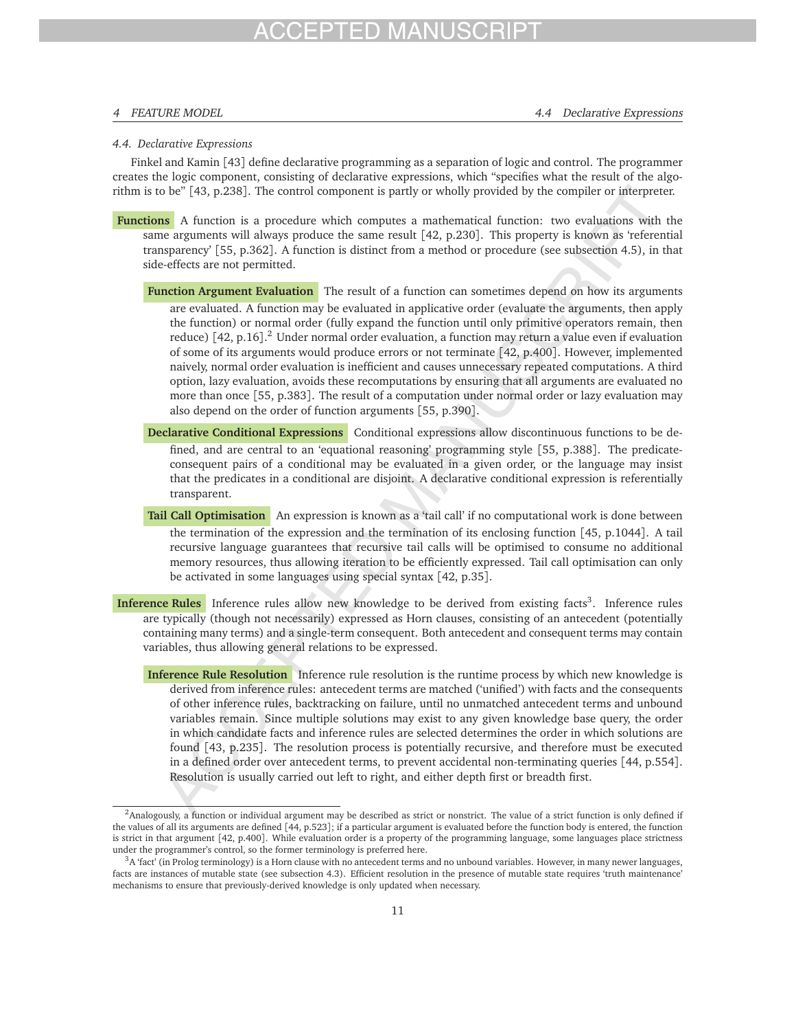### 4.4. Declarative Expressions

Finkel and Kamin [43] define declarative programming as a separation of logic and control. The programmer creates the logic component, consisting of declarative expressions, which "specifies what the result of the algorithm is to be" [43, p.238]. The control component is partly or wholly provided by the compiler or interpreter.

**Functions** A function is a procedure which computes a mathematical function: two evaluations with the same arguments will always produce the same result [42, p.230]. This property is known as 'referential transparency' [55, p.362]. A function is distinct from a method or procedure (see subsection 4.5), in that side-effects are not permitted.

**Function Argument Evaluation** The result of a function can sometimes depend on how its arguments are evaluated. A function may be evaluated in applicative order (evaluate the arguments, then apply the function) or normal order (fully expand the function until only primitive operators remain, then reduce) [42, p.16].[2] Under normal order evaluation, a function may return a value even if evaluation of some of its arguments would produce errors or not terminate [42, p.400]. However, implemented naively, normal order evaluation is inefficient and causes unnecessary repeated computations. A third option, lazy evaluation, avoids these recomputations by ensuring that all arguments are evaluated no more than once [55, p.383]. The result of a computation under normal order or lazy evaluation may also depend on the order of function arguments [55, p.390].

**Declarative Conditional Expressions** Conditional expressions allow discontinuous functions to be defined, and are central to an 'equational reasoning' programming style [55, p.388]. The predicate-consequent pairs of a conditional may be evaluated in a given order, or the language may insist that the predicates in a conditional are disjoint. A declarative conditional expression is referentially transparent.

**Tail Call Optimisation** An expression is known as a 'tail call' if no computational work is done between the termination of the expression and the termination of its enclosing function [45, p.1044]. A tail recursive language guarantees that recursive tail calls will be optimised to consume no additional memory resources, thus allowing iteration to be efficiently expressed. Tail call optimisation can only be activated in some languages using special syntax [42, p.35].

**Inference Rules** Inference rules allow new knowledge to be derived from existing facts[3]. Inference rules are typically (though not necessarily) expressed as Horn clauses, consisting of an antecedent (potentially containing many terms) and a single-term consequent. Both antecedent and consequent terms may contain variables, thus allowing general relations to be expressed.

**Inference Rule Resolution** Inference rule resolution is the runtime process by which new knowledge is derived from inference rules: antecedent terms are matched ('unified') with facts and the consequents of other inference rules, backtracking on failure, until no unmatched antecedent terms and unbound variables remain. Since multiple solutions may exist to any given knowledge base query, the order in which candidate facts and inference rules are selected determines the order in which solutions are found [43, p.235]. The resolution process is potentially recursive, and therefore must be executed in a defined order over antecedent terms, to prevent accidental non-terminating queries [44, p.554]. Resolution is usually carried out left to right, and either depth first or breadth first.

---

[2] Analogously, a function or individual argument may be described as strict or nonstrict. The value of a strict function is only defined if the values of all its arguments are defined [44, p.523]; if a particular argument is evaluated before the function body is entered, the function is strict in that argument [42, p.400]. While evaluation order is a property of the programming language, some languages place strictness under the programmer's control, so the former terminology is preferred here.

[3] A 'fact' (in Prolog terminology) is a Horn clause with no antecedent terms and no unbound variables. However, in many newer languages, facts are instances of mutable state (see subsection 4.3). Efficient resolution in the presence of mutable state requires 'truth maintenance' mechanisms to ensure that previously-derived knowledge is only updated when necessary.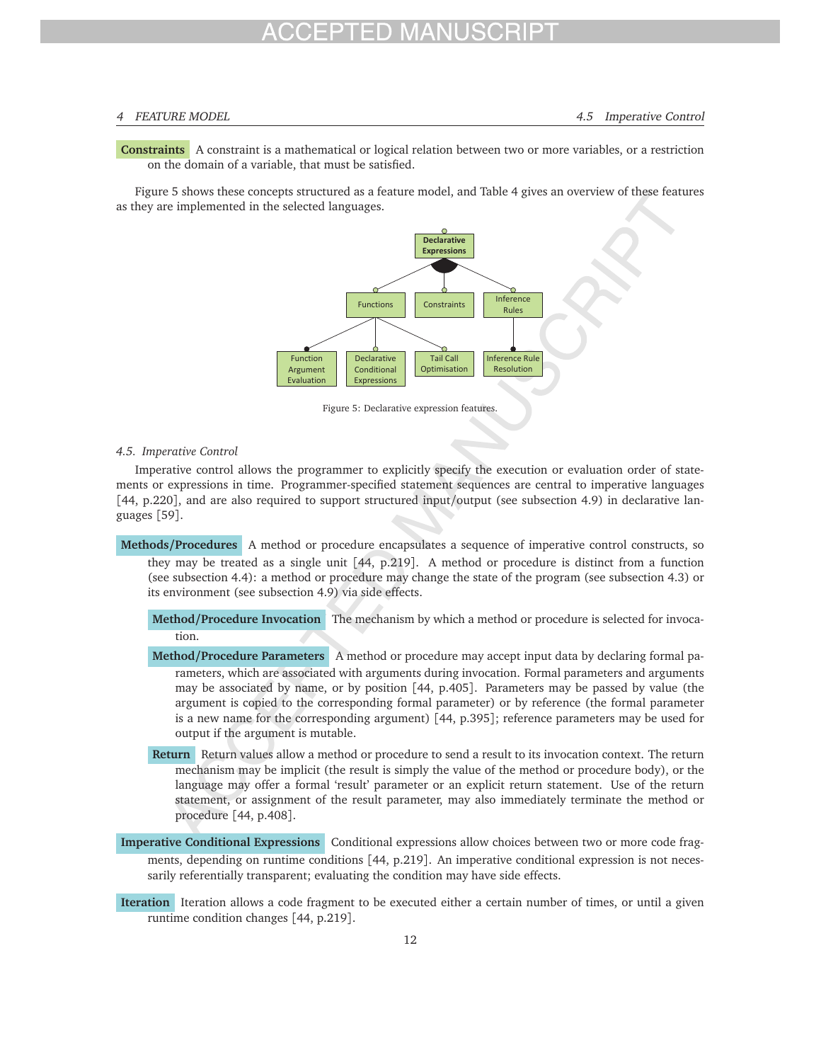**Constraints** A constraint is a mathematical or logical relation between two or more variables, or a restriction on the domain of a variable, that must be satisfied.

Figure 5 shows these concepts structured as a feature model, and Table 4 gives an overview of these features as they are implemented in the selected languages.

Figure 5: Declarative expression features.

### 4.5. Imperative Control

Imperative control allows the programmer to explicitly specify the execution or evaluation order of statements or expressions in time. Programmer-specified statement sequences are central to imperative languages [44, p.220], and are also required to support structured input/output (see subsection 4.9) in declarative languages [59].

**Methods/Procedures** A method or procedure encapsulates a sequence of imperative control constructs, so they may be treated as a single unit [44, p.219]. A method or procedure is distinct from a function (see subsection 4.4): a method or procedure may change the state of the program (see subsection 4.3) or its environment (see subsection 4.9) via side effects.

- **Method/Procedure Invocation** The mechanism by which a method or procedure is selected for invocation.

- **Method/Procedure Parameters** A method or procedure may accept input data by declaring formal parameters, which are associated with arguments during invocation. Formal parameters and arguments may be associated by name, or by position [44, p.405]. Parameters may be passed by value (the argument is copied to the corresponding formal parameter) or by reference (the formal parameter is a new name for the corresponding argument) [44, p.395]; reference parameters may be used for output if the argument is mutable.

- **Return** Return values allow a method or procedure to send a result to its invocation context. The return mechanism may be implicit (the result is simply the value of the method or procedure body), or the language may offer a formal 'result' parameter or an explicit return statement. Use of the return statement, or assignment of the result parameter, may also immediately terminate the method or procedure [44, p.408].

**Imperative Conditional Expressions** Conditional expressions allow choices between two or more code fragments, depending on runtime conditions [44, p.219]. An imperative conditional expression is not necessarily referentially transparent; evaluating the condition may have side effects.

**Iteration** Iteration allows a code fragment to be executed either a certain number of times, or until a given runtime condition changes [44, p.219].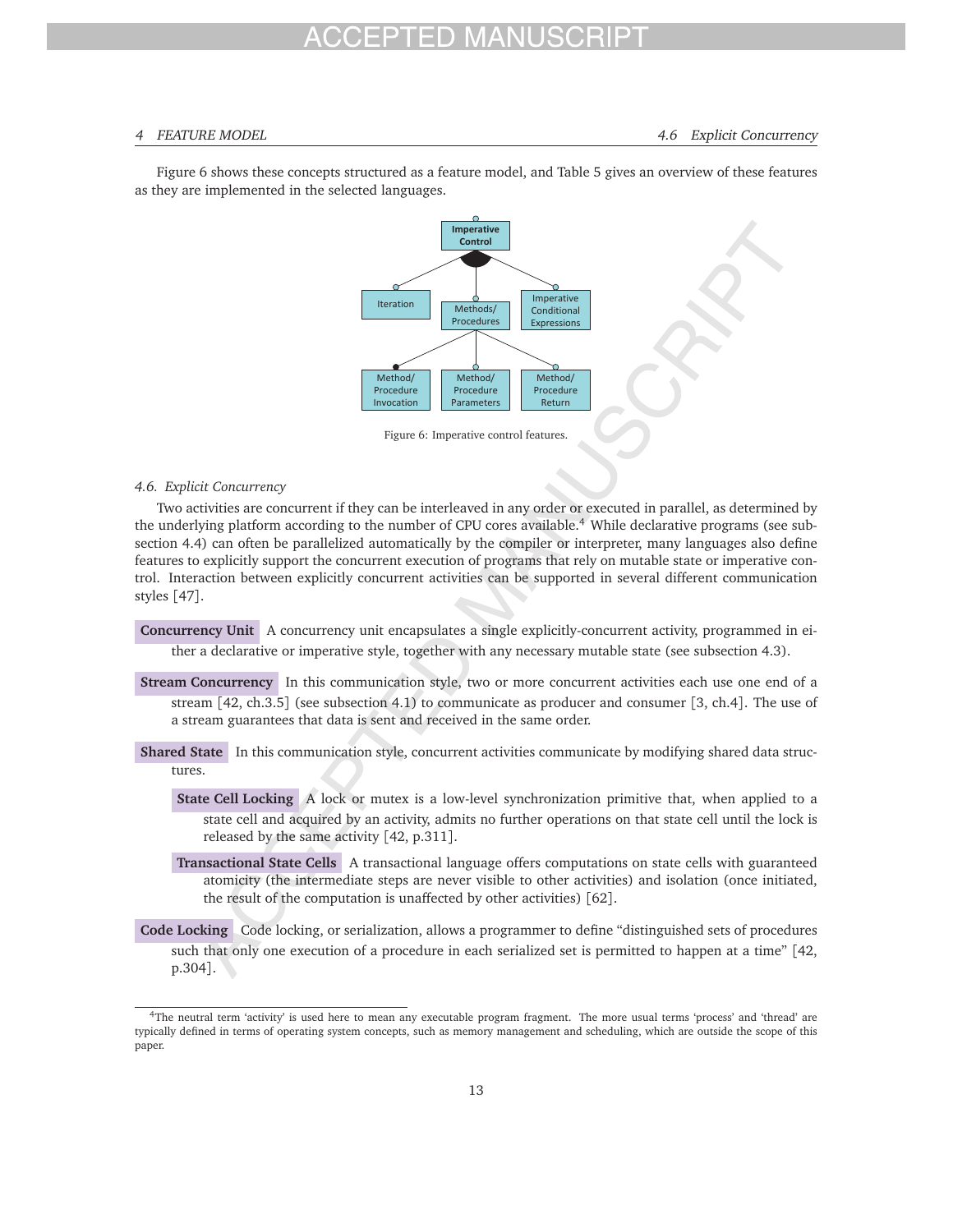Figure 6 shows these concepts structured as a feature model, and Table 5 gives an overview of these features as they are implemented in the selected languages.

Figure 6: Imperative control features.

### 4.6. Explicit Concurrency

Two activities are concurrent if they can be interleaved in any order or executed in parallel, as determined by the underlying platform according to the number of CPU cores available.[4] While declarative programs (see subsection 4.4) can often be parallelized automatically by the compiler or interpreter, many languages also define features to explicitly support the concurrent execution of programs that rely on mutable state or imperative control. Interaction between explicitly concurrent activities can be supported in several different communication styles [47].

**Concurrency Unit** A concurrency unit encapsulates a single explicitly-concurrent activity, programmed in either a declarative or imperative style, together with any necessary mutable state (see subsection 4.3).

**Stream Concurrency** In this communication style, two or more concurrent activities each use one end of a stream [42, ch.3.5] (see subsection 4.1) to communicate as producer and consumer [3, ch.4]. The use of a stream guarantees that data is sent and received in the same order.

**Shared State** In this communication style, concurrent activities communicate by modifying shared data structures.

- **State Cell Locking** A lock or mutex is a low-level synchronization primitive that, when applied to a state cell and acquired by an activity, admits no further operations on that state cell until the lock is released by the same activity [42, p.311].

- **Transactional State Cells** A transactional language offers computations on state cells with guaranteed atomicity (the intermediate steps are never visible to other activities) and isolation (once initiated, the result of the computation is unaffected by other activities) [62].

**Code Locking** Code locking, or serialization, allows a programmer to define "distinguished sets of procedures such that only one execution of a procedure in each serialized set is permitted to happen at a time" [42, p.304].

[4] The neutral term 'activity' is used here to mean any executable program fragment. The more usual terms 'process' and 'thread' are typically defined in terms of operating system concepts, such as memory management and scheduling, which are outside the scope of this paper.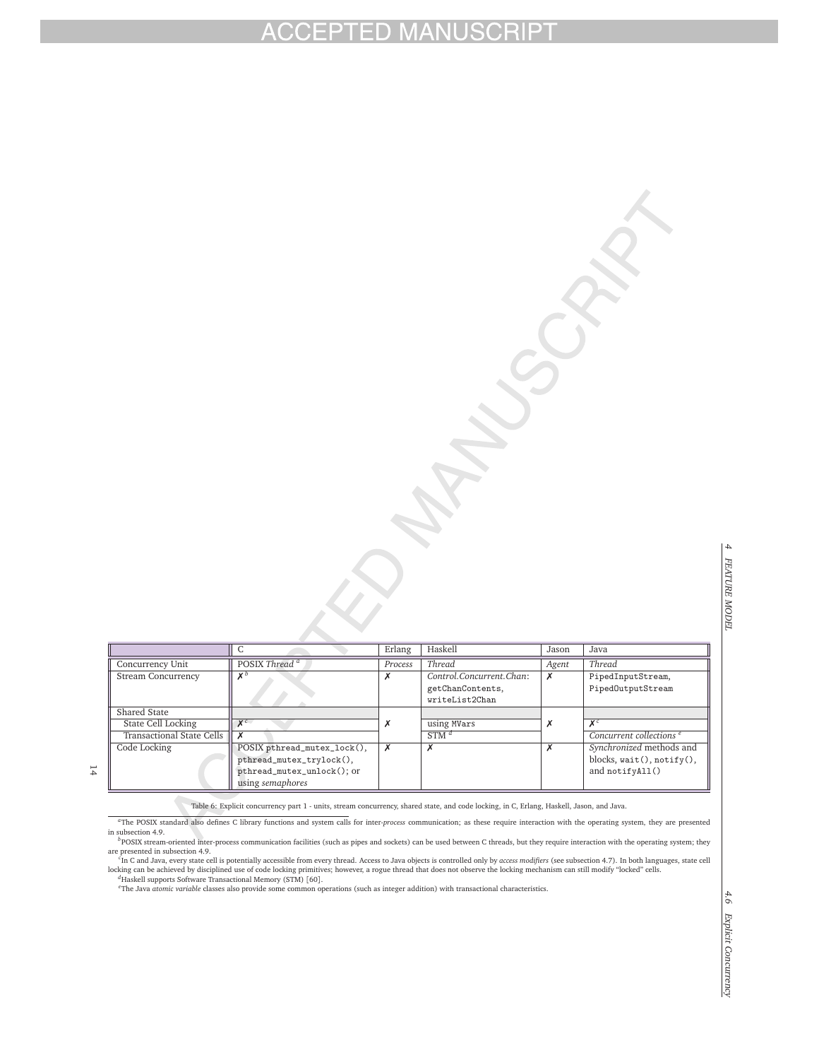|  | C | Erlang | Haskell | Jason | Java |
|---|---|---|---|---|---|
| Concurrency Unit | POSIX *Thread* [a] | *Process* | *Thread* | *Agent* | *Thread* |
| Stream Concurrency | ✗ [b] | ✗ | *Control.Concurrent.Chan*: `getChanContents`, `writeList2Chan` | ✗ | `PipedInputStream`, `PipedOutputStream` |
| Shared State |  |  |  |  |  |
| State Cell Locking | ✗ [c] | ✗ | using `MVars` | ✗ | ✗ [c] |
| Transactional State Cells | ✗ |  | STM [d] |  | *Concurrent collections* [e] |
| Code Locking | POSIX `pthread_mutex_lock()`, `pthread_mutex_trylock()`, `pthread_mutex_unlock()`; or using *semaphores* | ✗ | ✗ | ✗ | *Synchronized* methods and blocks, `wait()`, `notify()`, and `notifyAll()` |

Table 6: Explicit concurrency part 1 - units, stream concurrency, shared state, and code locking, in C, Erlang, Haskell, Jason, and Java.

[a] The POSIX standard also defines C library functions and system calls for inter-*process* communication; as these require interaction with the operating system, they are presented in subsection 4.9.

[b] POSIX stream-oriented inter-process communication facilities (such as pipes and sockets) can be used between C threads, but they require interaction with the operating system; they are presented in subsection 4.9.

[c] In C and Java, every state cell is potentially accessible from every thread. Access to Java objects is controlled only by *access modifiers* (see subsection 4.7). In both languages, state cell locking can be achieved by disciplined use of code locking primitives; however, a rogue thread that does not observe the locking mechanism can still modify "locked" cells.

[d] Haskell supports Software Transactional Memory (STM) [60].

[e] The Java *atomic variable* classes also provide some common operations (such as integer addition) with transactional characteristics.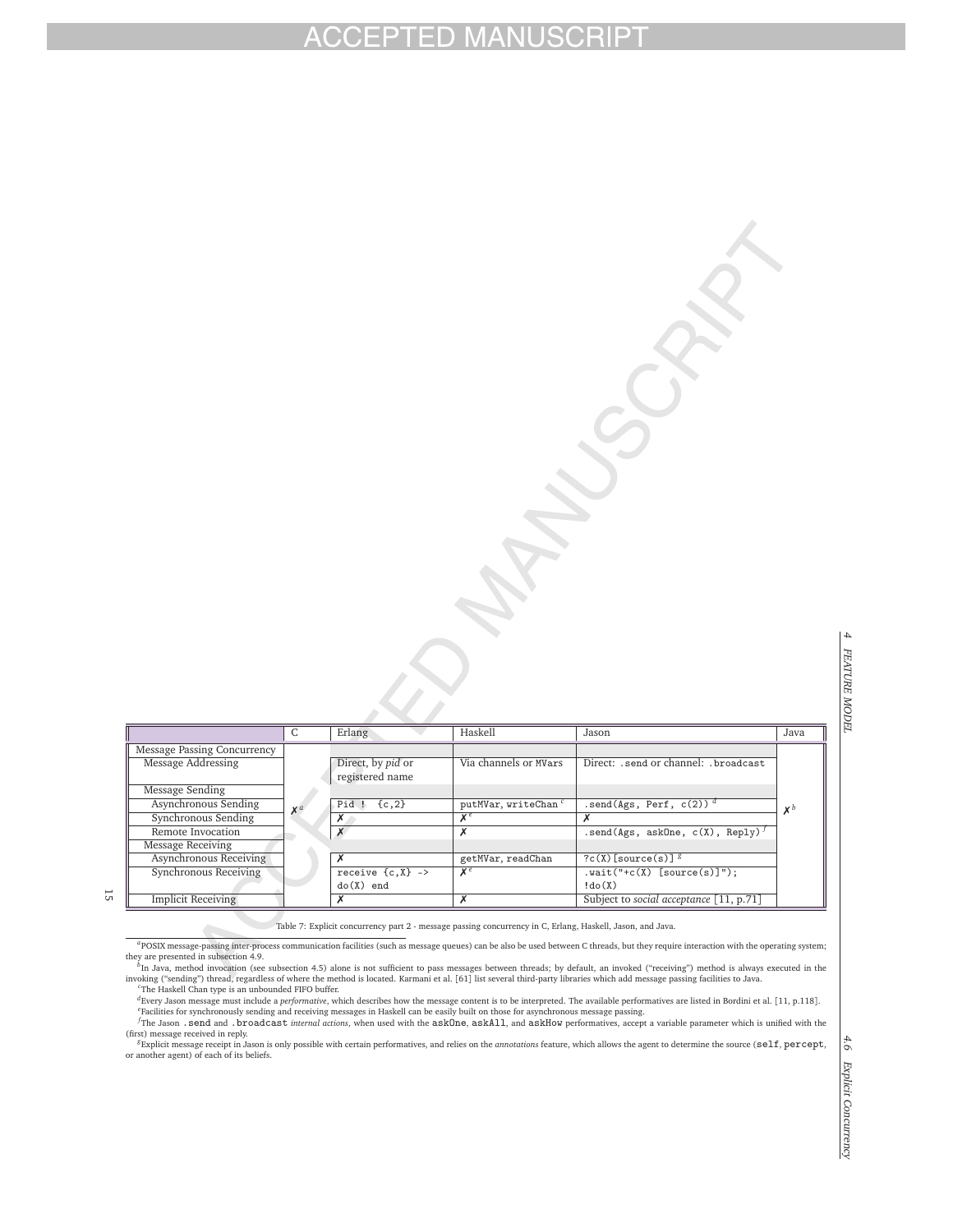| | C | Erlang | Haskell | Jason | Java |
|---|---|---|---|---|---|
| Message Passing Concurrency | ✗[a] | | | | ✗[b] |
| Message Addressing | | Direct, by *pid* or registered name | Via channels or `MVar`s | Direct: `.send` or channel: `.broadcast` | |
| Message Sending | | | | | |
| Asynchronous Sending | | `Pid ! {c,2}` | `putMVar`, `writeChan` [c] | `.send(Ags, Perf, c(2))` [d] | |
| Synchronous Sending | | ✗ | ✗[e] | ✗ | |
| Remote Invocation | | ✗ | ✗ | `.send(Ags, askOne, c(X), Reply)` [f] | |
| Message Receiving | | | | | |
| Asynchronous Receiving | | ✗ | `getMVar`, `readChan` | `?c(X)[source(s)]` [g] | |
| Synchronous Receiving | | `receive {c,X} -> do(X) end` | ✗[e] | `.wait("+c(X) [source(s)]"); !do(X)` | |
| Implicit Receiving | | ✗ | ✗ | Subject to *social acceptance* [11, p.71] | |

Table 7: Explicit concurrency part 2 - message passing concurrency in C, Erlang, Haskell, Jason, and Java.

[a] POSIX message-passing inter-process communication facilities (such as message queues) can be also be used between C threads, but they require interaction with the operating system; they are presented in subsection 4.9.

[b] In Java, method invocation (see subsection 4.5) alone is not sufficient to pass messages between threads; by default, an invoked ("receiving") method is always executed in the invoking ("sending") thread, regardless of where the method is located. Karmani et al. [61] list several third-party libraries which add message passing facilities to Java.

[c] The Haskell Chan type is an unbounded FIFO buffer.

[d] Every Jason message must include a *performative*, which describes how the message content is to be interpreted. The available performatives are listed in Bordini et al. [11, p.118].

[e] Facilities for synchronously sending and receiving messages in Haskell can be easily built on those for asynchronous message passing.

[f] The Jason `.send` and `.broadcast` *internal actions*, when used with the `askOne`, `askAll`, and `askHow` performatives, accept a variable parameter which is unified with the (first) message received in reply.

[g] Explicit message receipt in Jason is only possible with certain performatives, and relies on the *annotations* feature, which allows the agent to determine the source (`self`, `percept`, or another agent) of each of its beliefs.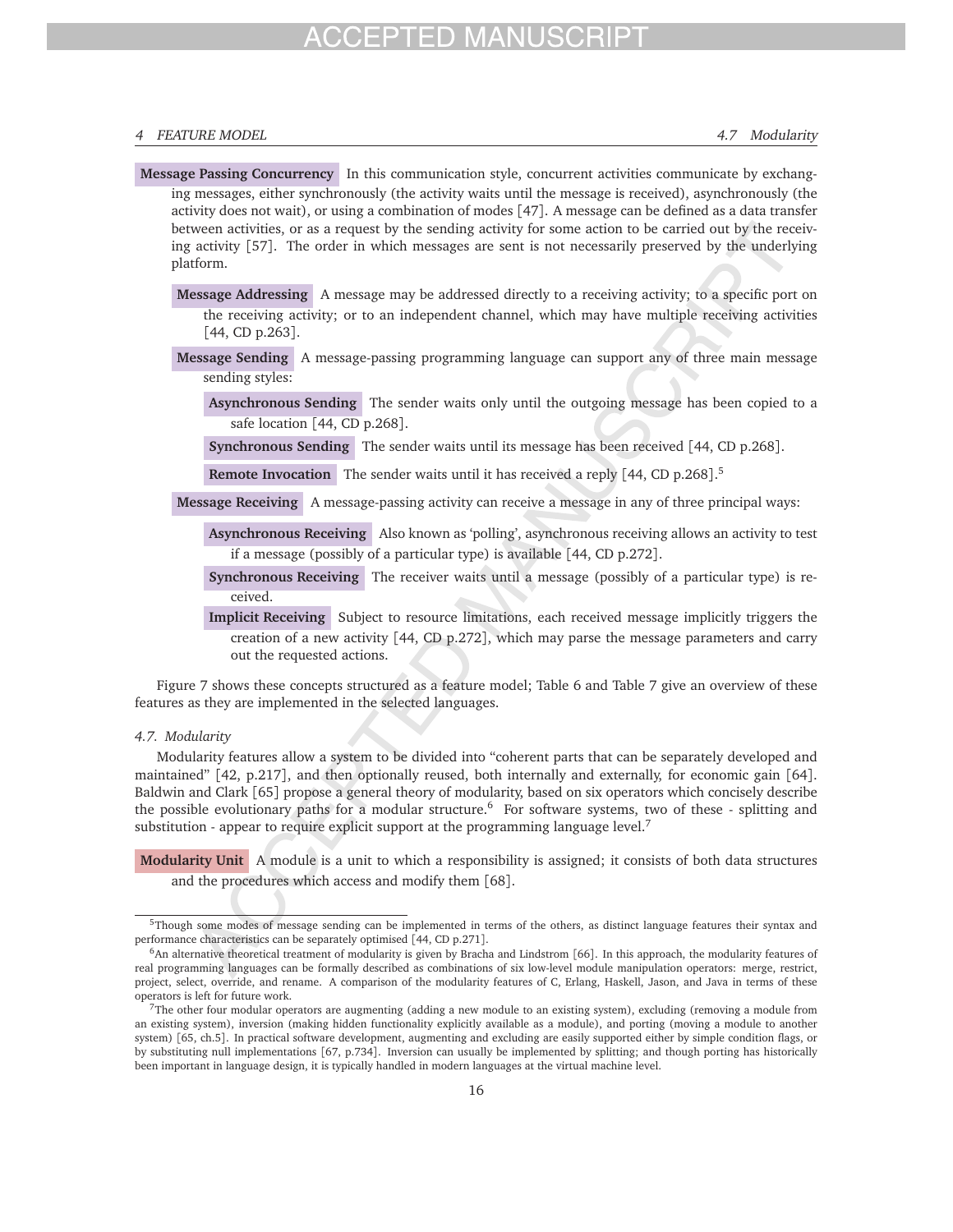**Message Passing Concurrency** In this communication style, concurrent activities communicate by exchanging messages, either synchronously (the activity waits until the message is received), asynchronously (the activity does not wait), or using a combination of modes [47]. A message can be defined as a data transfer between activities, or as a request by the sending activity for some action to be carried out by the receiving activity [57]. The order in which messages are sent is not necessarily preserved by the underlying platform.

- **Message Addressing** A message may be addressed directly to a receiving activity; to a specific port on the receiving activity; or to an independent channel, which may have multiple receiving activities [44, CD p.263].

- **Message Sending** A message-passing programming language can support any of three main message sending styles:

  - **Asynchronous Sending** The sender waits only until the outgoing message has been copied to a safe location [44, CD p.268].
  - **Synchronous Sending** The sender waits until its message has been received [44, CD p.268].
  - **Remote Invocation** The sender waits until it has received a reply [44, CD p.268].[5]

- **Message Receiving** A message-passing activity can receive a message in any of three principal ways:

  - **Asynchronous Receiving** Also known as 'polling', asynchronous receiving allows an activity to test if a message (possibly of a particular type) is available [44, CD p.272].
  - **Synchronous Receiving** The receiver waits until a message (possibly of a particular type) is received.
  - **Implicit Receiving** Subject to resource limitations, each received message implicitly triggers the creation of a new activity [44, CD p.272], which may parse the message parameters and carry out the requested actions.

Figure 7 shows these concepts structured as a feature model; Table 6 and Table 7 give an overview of these features as they are implemented in the selected languages.

### 4.7. Modularity

Modularity features allow a system to be divided into "coherent parts that can be separately developed and maintained" [42, p.217], and then optionally reused, both internally and externally, for economic gain [64]. Baldwin and Clark [65] propose a general theory of modularity, based on six operators which concisely describe the possible evolutionary paths for a modular structure.[6] For software systems, two of these - splitting and substitution - appear to require explicit support at the programming language level.[7]

**Modularity Unit** A module is a unit to which a responsibility is assigned; it consists of both data structures and the procedures which access and modify them [68].

---

[5] Though some modes of message sending can be implemented in terms of the others, as distinct language features their syntax and performance characteristics can be separately optimised [44, CD p.271].

[6] An alternative theoretical treatment of modularity is given by Bracha and Lindstrom [66]. In this approach, the modularity features of real programming languages can be formally described as combinations of six low-level module manipulation operators: merge, restrict, project, select, override, and rename. A comparison of the modularity features of C, Erlang, Haskell, Jason, and Java in terms of these operators is left for future work.

[7] The other four modular operators are augmenting (adding a new module to an existing system), excluding (removing a module from an existing system), inversion (making hidden functionality explicitly available as a module), and porting (moving a module to another system) [65, ch.5]. In practical software development, augmenting and excluding are easily supported either by simple condition flags, or by substituting null implementations [67, p.734]. Inversion can usually be implemented by splitting; and though porting has historically been important in language design, it is typically handled in modern languages at the virtual machine level.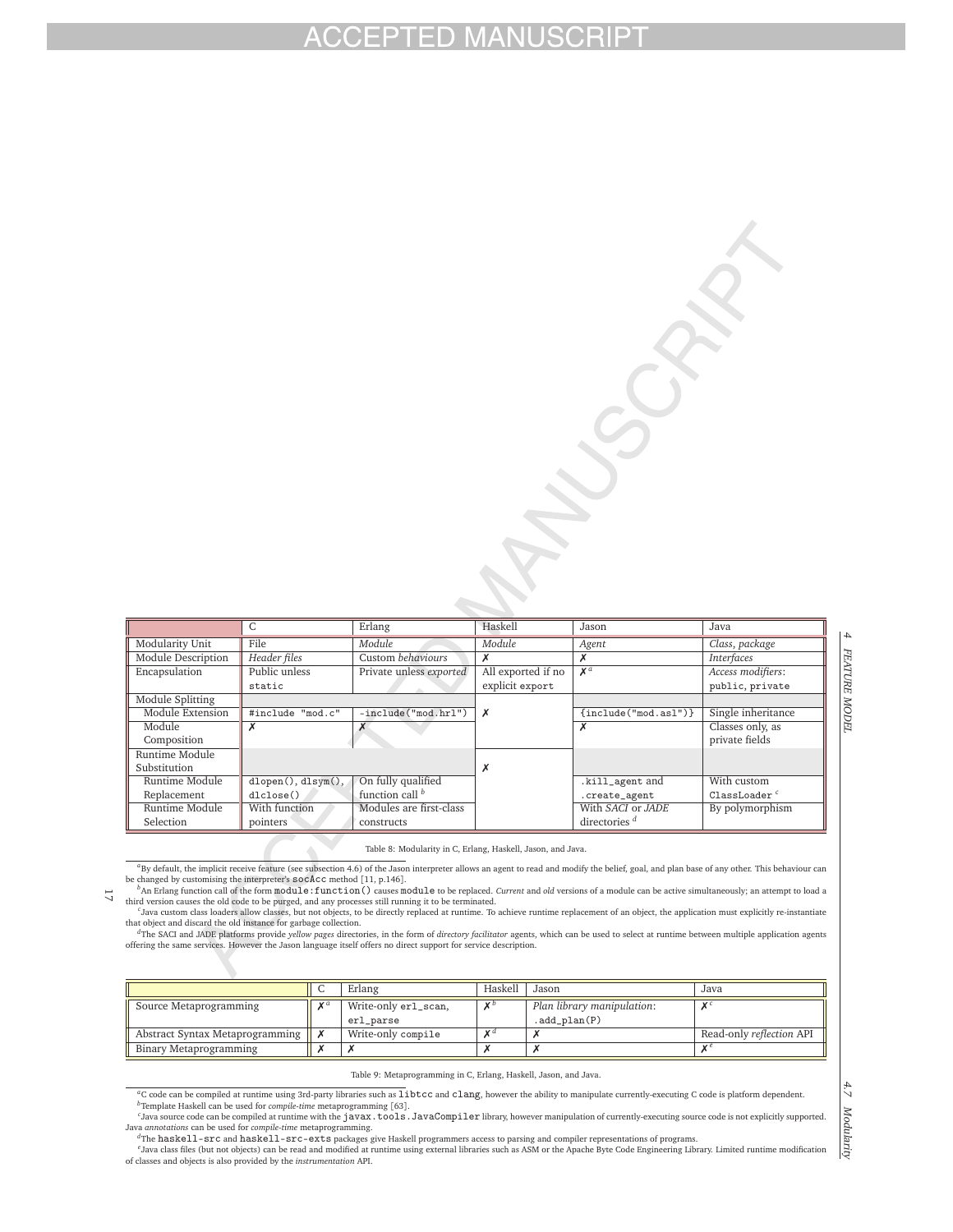| | C | Erlang | Haskell | Jason | Java |
|---|---|---|---|---|---|
| Modularity Unit | File | *Module* | *Module* | *Agent* | *Class*, *package* |
| Module Description | *Header files* | Custom *behaviours* | ✗ | ✗ | *Interfaces* |
| Encapsulation | Public unless `static` | Private unless *exported* | All exported if no explicit `export` | ✗[a] | *Access modifiers*: `public`, `private` |
| Module Splitting | | | | | |
| Module Extension | `#include "mod.c"` | `-include("mod.hrl")` | ✗ | `{include("mod.asl")}` | Single inheritance |
| Module Composition | ✗ | ✗ | | ✗ | Classes only, as private fields |
| Runtime Module Substitution | | | ✗ | | |
| Runtime Module Replacement | `dlopen()`, `dlsym()`, `dlclose()` | On fully qualified function call [b] | | `.kill_agent` and `.create_agent` | With custom `ClassLoader` [c] |
| Runtime Module Selection | With function pointers | Modules are first-class constructs | | With *SACI* or *JADE* directories [d] | By polymorphism |

Table 8: Modularity in C, Erlang, Haskell, Jason, and Java.

[a]By default, the implicit receive feature (see subsection 4.6) of the Jason interpreter allows an agent to read and modify the belief, goal, and plan base of any other. This behaviour can be changed by customising the interpreter's `socAcc` method [11, p.146].
[b]An Erlang function call of the form `module:function()` causes `module` to be replaced. *Current* and *old* versions of a module can be active simultaneously; an attempt to load a third version causes the old code to be purged, and any processes still running it to be terminated.
[c]Java custom class loaders allow classes, but not objects, to be directly replaced at runtime. To achieve runtime replacement of an object, the application must explicitly re-instantiate that object and discard the old instance for garbage collection.
[d]The SACI and JADE platforms provide *yellow pages* directories, in the form of *directory facilitator* agents, which can be used to select at runtime between multiple application agents offering the same services. However the Jason language itself offers no direct support for service description.

| | C | Erlang | Haskell | Jason | Java |
|---|---|---|---|---|---|
| Source Metaprogramming | ✗[a] | Write-only `erl_scan`, `erl_parse` | ✗[b] | *Plan library manipulation*: `.add_plan(P)` | ✗[c] |
| Abstract Syntax Metaprogramming | ✗ | Write-only `compile` | ✗[d] | ✗ | Read-only *reflection* API |
| Binary Metaprogramming | ✗ | ✗ | ✗ | ✗ | ✗[e] |

Table 9: Metaprogramming in C, Erlang, Haskell, Jason, and Java.

[a]C code can be compiled at runtime using 3rd-party libraries such as `libtcc` and `clang`, however the ability to manipulate currently-executing C code is platform dependent.
[b]Template Haskell can be used for *compile-time* metaprogramming [63].
[c]Java source code can be compiled at runtime with the `javax.tools.JavaCompiler` library, however manipulation of currently-executing source code is not explicitly supported. Java *annotations* can be used for *compile-time* metaprogramming.
[d]The `haskell-src` and `haskell-src-exts` packages give Haskell programmers access to parsing and compiler representations of programs.
[e]Java class files (but not objects) can be read and modified at runtime using external libraries such as ASM or the Apache Byte Code Engineering Library. Limited runtime modification of classes and objects is also provided by the *instrumentation* API.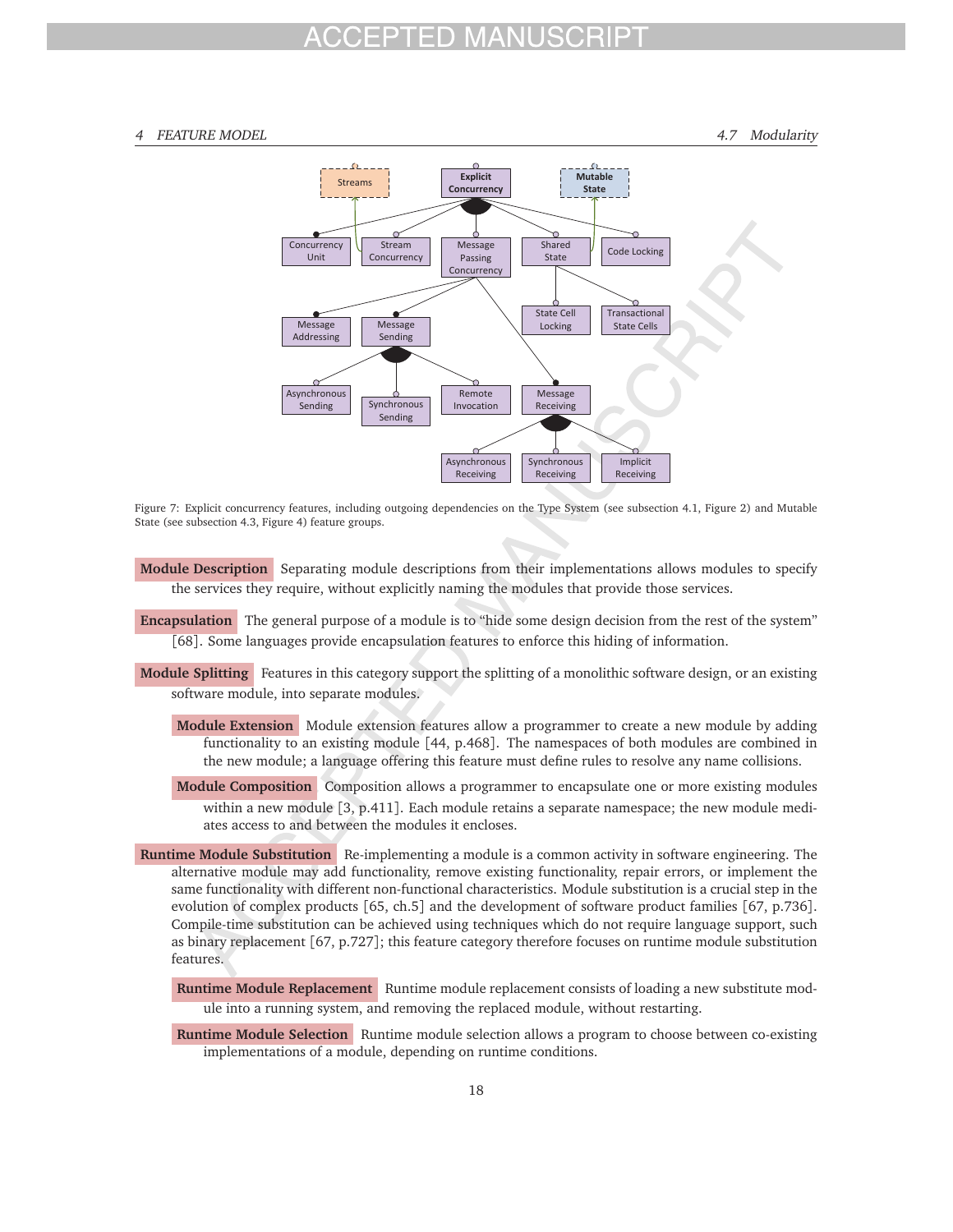Figure 7: Explicit concurrency features, including outgoing dependencies on the Type System (see subsection 4.1, Figure 2) and Mutable State (see subsection 4.3, Figure 4) feature groups.

**Module Description** Separating module descriptions from their implementations allows modules to specify the services they require, without explicitly naming the modules that provide those services.

**Encapsulation** The general purpose of a module is to "hide some design decision from the rest of the system" [68]. Some languages provide encapsulation features to enforce this hiding of information.

**Module Splitting** Features in this category support the splitting of a monolithic software design, or an existing software module, into separate modules.

**Module Extension** Module extension features allow a programmer to create a new module by adding functionality to an existing module [44, p.468]. The namespaces of both modules are combined in the new module; a language offering this feature must define rules to resolve any name collisions.

**Module Composition** Composition allows a programmer to encapsulate one or more existing modules within a new module [3, p.411]. Each module retains a separate namespace; the new module mediates access to and between the modules it encloses.

**Runtime Module Substitution** Re-implementing a module is a common activity in software engineering. The alternative module may add functionality, remove existing functionality, repair errors, or implement the same functionality with different non-functional characteristics. Module substitution is a crucial step in the evolution of complex products [65, ch.5] and the development of software product families [67, p.736]. Compile-time substitution can be achieved using techniques which do not require language support, such as binary replacement [67, p.727]; this feature category therefore focuses on runtime module substitution features.

**Runtime Module Replacement** Runtime module replacement consists of loading a new substitute module into a running system, and removing the replaced module, without restarting.

**Runtime Module Selection** Runtime module selection allows a program to choose between co-existing implementations of a module, depending on runtime conditions.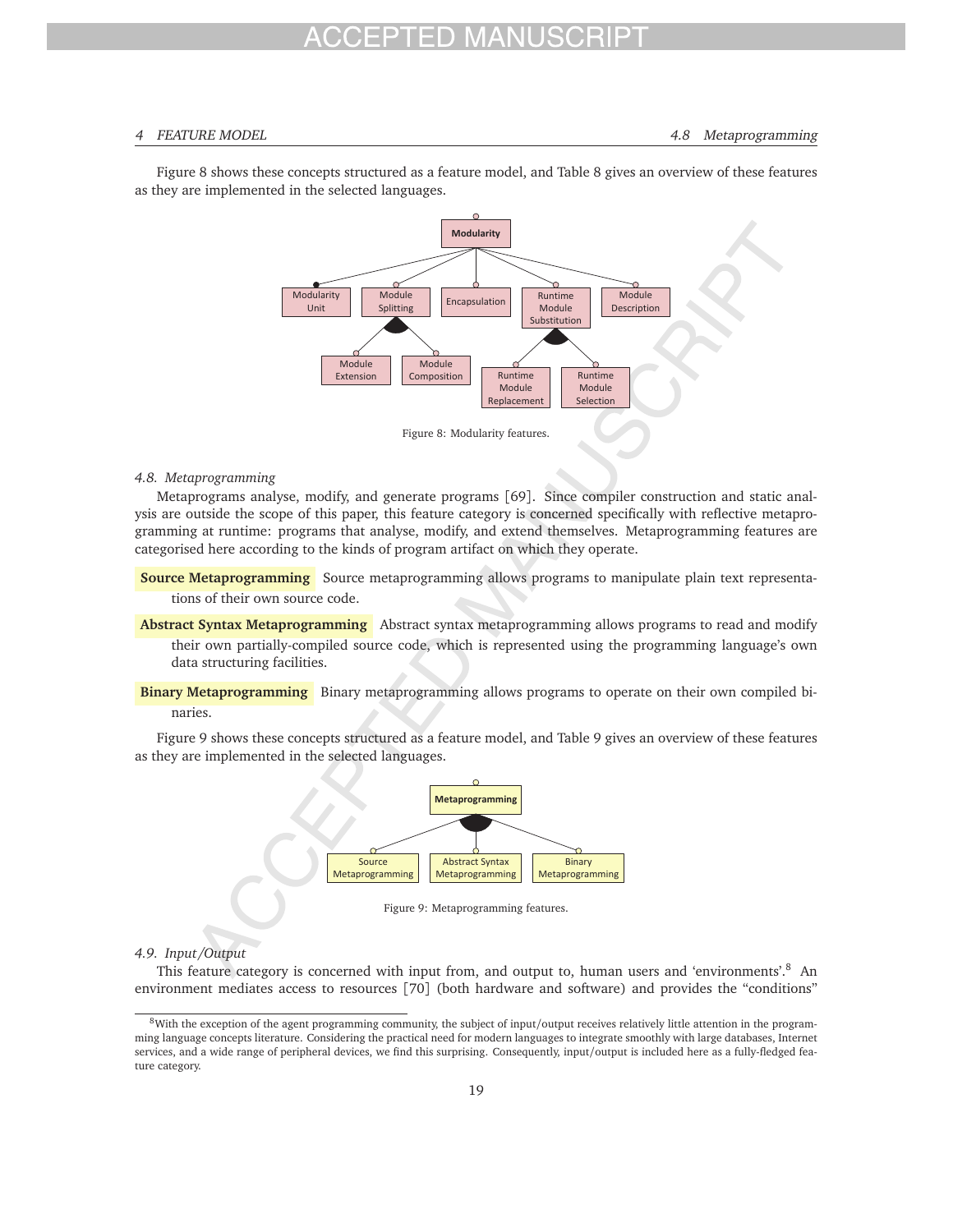Figure 8 shows these concepts structured as a feature model, and Table 8 gives an overview of these features as they are implemented in the selected languages.

Figure 8: Modularity features.

### 4.8. Metaprogramming

Metaprograms analyse, modify, and generate programs [69]. Since compiler construction and static analysis are outside the scope of this paper, this feature category is concerned specifically with reflective metaprogramming at runtime: programs that analyse, modify, and extend themselves. Metaprogramming features are categorised here according to the kinds of program artifact on which they operate.

**Source Metaprogramming** Source metaprogramming allows programs to manipulate plain text representations of their own source code.

**Abstract Syntax Metaprogramming** Abstract syntax metaprogramming allows programs to read and modify their own partially-compiled source code, which is represented using the programming language's own data structuring facilities.

**Binary Metaprogramming** Binary metaprogramming allows programs to operate on their own compiled binaries.

Figure 9 shows these concepts structured as a feature model, and Table 9 gives an overview of these features as they are implemented in the selected languages.

Figure 9: Metaprogramming features.

### 4.9. Input/Output

This feature category is concerned with input from, and output to, human users and 'environments'.[8] An environment mediates access to resources [70] (both hardware and software) and provides the "conditions"

[8] With the exception of the agent programming community, the subject of input/output receives relatively little attention in the programming language concepts literature. Considering the practical need for modern languages to integrate smoothly with large databases, Internet services, and a wide range of peripheral devices, we find this surprising. Consequently, input/output is included here as a fully-fledged feature category.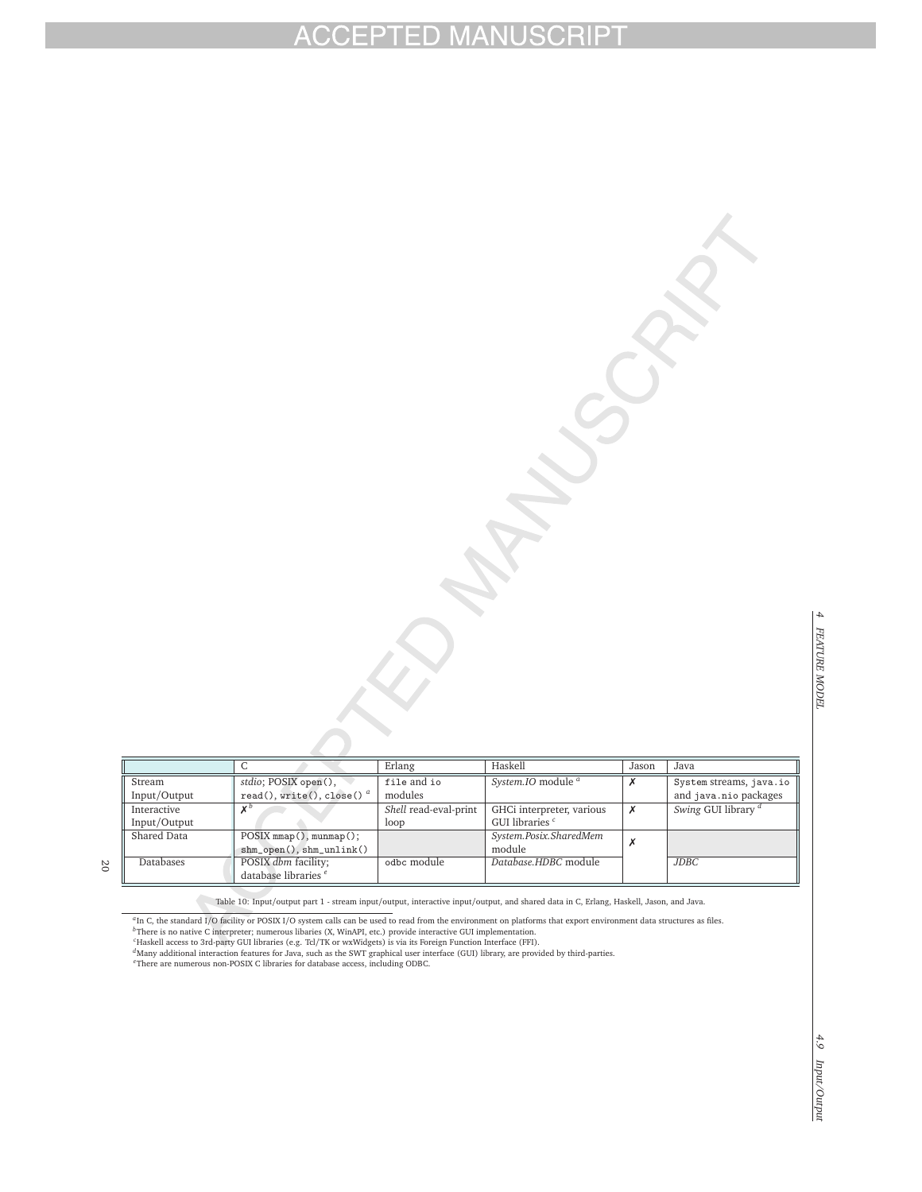|  | C | Erlang | Haskell | Jason | Java |
|---|---|---|---|---|---|
| Stream Input/Output | *stdio*; POSIX `open()`, `read()`, `write()`, `close()` [a] | `file` and `io` modules | *System.IO* module [a] | ✗ | `System` streams, `java.io` and `java.nio` packages |
| Interactive Input/Output | ✗ [b] | *Shell* read-eval-print loop | GHCi interpreter, various GUI libraries [c] | ✗ | *Swing* GUI library [d] |
| Shared Data | POSIX `mmap()`, `munmap()`; `shm_open()`, `shm_unlink()` |  | *System.Posix.SharedMem* module | ✗ |  |
| Databases | POSIX *dbm* facility; database libraries [e] | `odbc` module | *Database.HDBC* module |  | *JDBC* |

Table 10: Input/output part 1 - stream input/output, interactive input/output, and shared data in C, Erlang, Haskell, Jason, and Java.

[a]In C, the standard I/O facility or POSIX I/O system calls can be used to read from the environment on platforms that export environment data structures as files.
[b]There is no native C interpreter; numerous libaries (X, WinAPI, etc.) provide interactive GUI implementation.
[c]Haskell access to 3rd-party GUI libraries (e.g. Tcl/TK or wxWidgets) is via its Foreign Function Interface (FFI).
[d]Many additional interaction features for Java, such as the SWT graphical user interface (GUI) library, are provided by third-parties.
[e]There are numerous non-POSIX C libraries for database access, including ODBC.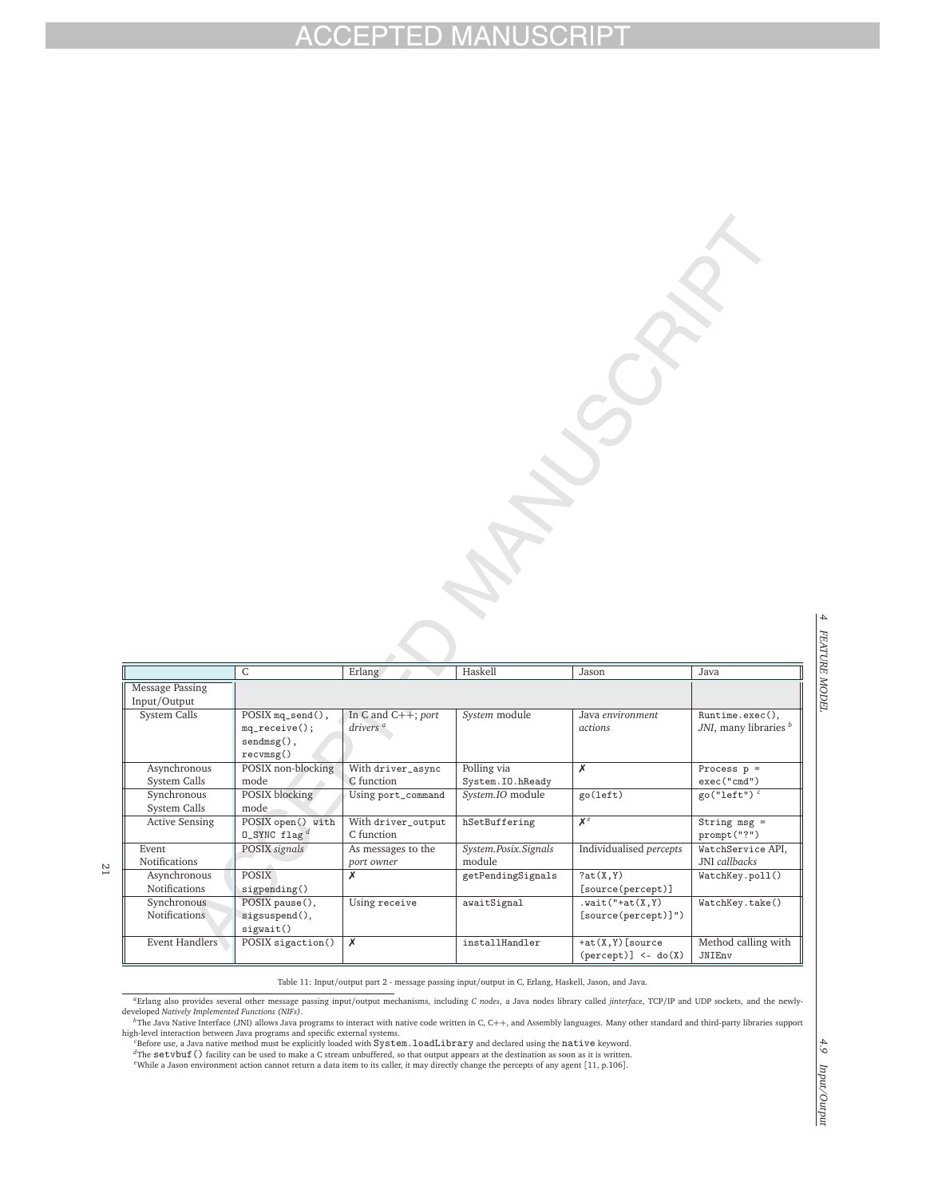| | C | Erlang | Haskell | Jason | Java |
|---|---|---|---|---|---|
| Message Passing Input/Output | | | | | |
| System Calls | POSIX `mq_send()`, `mq_receive()`; `sendmsg()`, `recvmsg()` | In C and C++; *port drivers* [a] | *System* module | Java *environment actions* | `Runtime.exec()`, *JNI*, many libraries [b] |
| Asynchronous System Calls | POSIX non-blocking mode | With `driver_async` C function | Polling via `System.IO.hReady` | ✗ | `Process p = exec("cmd")` |
| Synchronous System Calls | POSIX blocking mode | Using `port_command` | *System.IO* module | `go(left)` | `go("left")` [c] |
| Active Sensing | POSIX `open()` with `O_SYNC` flag [d] | With `driver_output` C function | `hSetBuffering` | ✗ [e] | `String msg = prompt("?")` |
| Event Notifications | POSIX *signals* | As messages to the *port owner* | *System.Posix.Signals* module | Individualised *percepts* | `WatchService` API, JNI *callbacks* |
| Asynchronous Notifications | POSIX `sigpending()` | ✗ | `getPendingSignals` | `?at(X,Y)[source(percept)]` | `WatchKey.poll()` |
| Synchronous Notifications | POSIX `pause()`, `sigsuspend()`, `sigwait()` | Using `receive` | `awaitSignal` | `.wait("+at(X,Y)[source(percept)]")` | `WatchKey.take()` |
| Event Handlers | POSIX `sigaction()` | ✗ | `installHandler` | `+at(X,Y)[source(percept)] <- do(X)` | Method calling with `JNIEnv` |

Table 11: Input/output part 2 - message passing input/output in C, Erlang, Haskell, Jason, and Java.

[a] Erlang also provides several other message passing input/output mechanisms, including *C nodes*, a Java nodes library called *jinterface*, TCP/IP and UDP sockets, and the newly-developed *Natively Implemented Functions (NIFs)*.

[b] The Java Native Interface (JNI) allows Java programs to interact with native code written in C, C++, and Assembly languages. Many other standard and third-party libraries support high-level interaction between Java programs and specific external systems.

[c] Before use, a Java native method must be explicitly loaded with `System.loadLibrary` and declared using the `native` keyword.

[d] The `setvbuf()` facility can be used to make a C stream unbuffered, so that output appears at the destination as soon as it is written.

[e] While a Jason environment action cannot return a data item to its caller, it may directly change the percepts of any agent [11, p.106].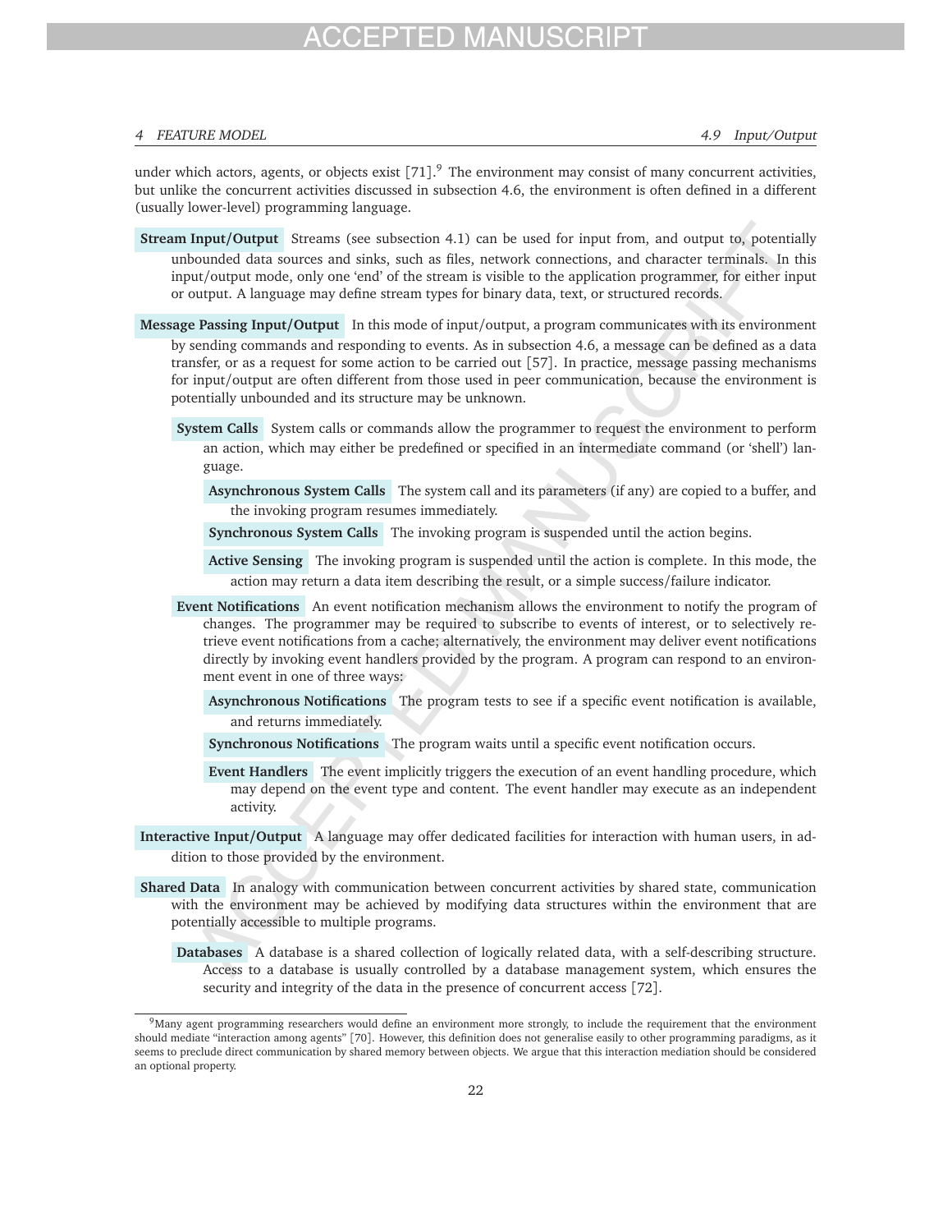under which actors, agents, or objects exist [71].[9] The environment may consist of many concurrent activities, but unlike the concurrent activities discussed in subsection 4.6, the environment is often defined in a different (usually lower-level) programming language.

**Stream Input/Output** Streams (see subsection 4.1) can be used for input from, and output to, potentially unbounded data sources and sinks, such as files, network connections, and character terminals. In this input/output mode, only one 'end' of the stream is visible to the application programmer, for either input or output. A language may define stream types for binary data, text, or structured records.

**Message Passing Input/Output** In this mode of input/output, a program communicates with its environment by sending commands and responding to events. As in subsection 4.6, a message can be defined as a data transfer, or as a request for some action to be carried out [57]. In practice, message passing mechanisms for input/output are often different from those used in peer communication, because the environment is potentially unbounded and its structure may be unknown.

- **System Calls** System calls or commands allow the programmer to request the environment to perform an action, which may either be predefined or specified in an intermediate command (or 'shell') language.
  - **Asynchronous System Calls** The system call and its parameters (if any) are copied to a buffer, and the invoking program resumes immediately.
  - **Synchronous System Calls** The invoking program is suspended until the action begins.
  - **Active Sensing** The invoking program is suspended until the action is complete. In this mode, the action may return a data item describing the result, or a simple success/failure indicator.
- **Event Notifications** An event notification mechanism allows the environment to notify the program of changes. The programmer may be required to subscribe to events of interest, or to selectively retrieve event notifications from a cache; alternatively, the environment may deliver event notifications directly by invoking event handlers provided by the program. A program can respond to an environment event in one of three ways:
  - **Asynchronous Notifications** The program tests to see if a specific event notification is available, and returns immediately.
  - **Synchronous Notifications** The program waits until a specific event notification occurs.
  - **Event Handlers** The event implicitly triggers the execution of an event handling procedure, which may depend on the event type and content. The event handler may execute as an independent activity.

**Interactive Input/Output** A language may offer dedicated facilities for interaction with human users, in addition to those provided by the environment.

**Shared Data** In analogy with communication between concurrent activities by shared state, communication with the environment may be achieved by modifying data structures within the environment that are potentially accessible to multiple programs.

- **Databases** A database is a shared collection of logically related data, with a self-describing structure. Access to a database is usually controlled by a database management system, which ensures the security and integrity of the data in the presence of concurrent access [72].

[9] Many agent programming researchers would define an environment more strongly, to include the requirement that the environment should mediate "interaction among agents" [70]. However, this definition does not generalise easily to other programming paradigms, as it seems to preclude direct communication by shared memory between objects. We argue that this interaction mediation should be considered an optional property.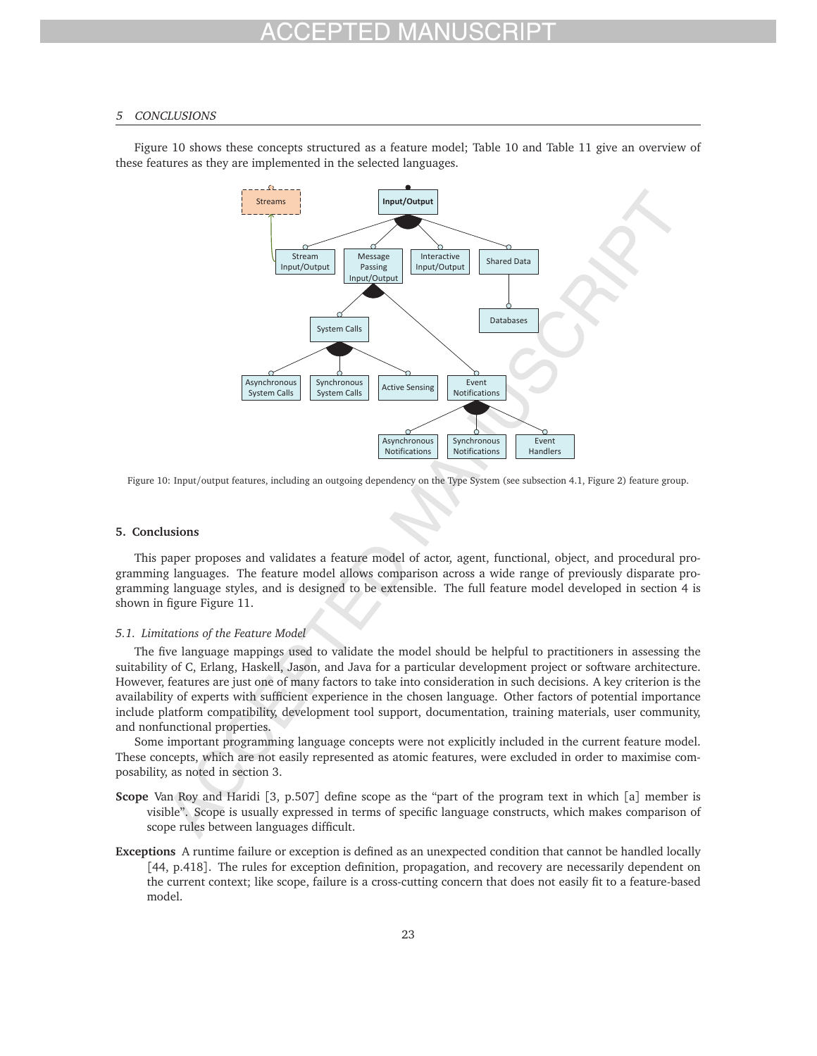Figure 10 shows these concepts structured as a feature model; Table 10 and Table 11 give an overview of these features as they are implemented in the selected languages.

Figure 10: Input/output features, including an outgoing dependency on the Type System (see subsection 4.1, Figure 2) feature group.

## 5. Conclusions

This paper proposes and validates a feature model of actor, agent, functional, object, and procedural programming languages. The feature model allows comparison across a wide range of previously disparate programming language styles, and is designed to be extensible. The full feature model developed in section 4 is shown in figure Figure 11.

### 5.1. Limitations of the Feature Model

The five language mappings used to validate the model should be helpful to practitioners in assessing the suitability of C, Erlang, Haskell, Jason, and Java for a particular development project or software architecture. However, features are just one of many factors to take into consideration in such decisions. A key criterion is the availability of experts with sufficient experience in the chosen language. Other factors of potential importance include platform compatibility, development tool support, documentation, training materials, user community, and nonfunctional properties.

Some important programming language concepts were not explicitly included in the current feature model. These concepts, which are not easily represented as atomic features, were excluded in order to maximise composability, as noted in section 3.

**Scope** Van Roy and Haridi [3, p.507] define scope as the "part of the program text in which [a] member is visible". Scope is usually expressed in terms of specific language constructs, which makes comparison of scope rules between languages difficult.

**Exceptions** A runtime failure or exception is defined as an unexpected condition that cannot be handled locally [44, p.418]. The rules for exception definition, propagation, and recovery are necessarily dependent on the current context; like scope, failure is a cross-cutting concern that does not easily fit to a feature-based model.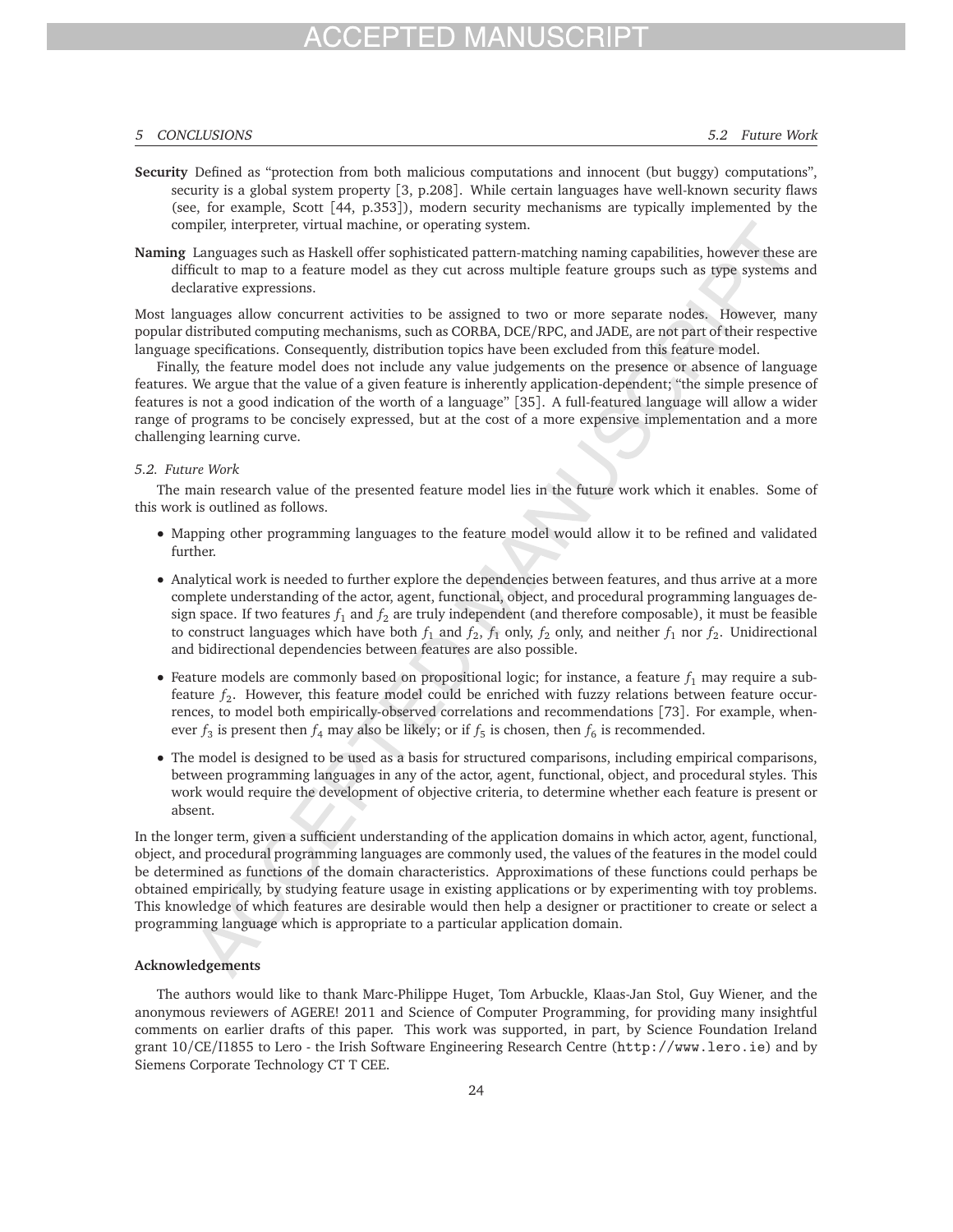**Security** Defined as "protection from both malicious computations and innocent (but buggy) computations", security is a global system property [3, p.208]. While certain languages have well-known security flaws (see, for example, Scott [44, p.353]), modern security mechanisms are typically implemented by the compiler, interpreter, virtual machine, or operating system.

**Naming** Languages such as Haskell offer sophisticated pattern-matching naming capabilities, however these are difficult to map to a feature model as they cut across multiple feature groups such as type systems and declarative expressions.

Most languages allow concurrent activities to be assigned to two or more separate nodes. However, many popular distributed computing mechanisms, such as CORBA, DCE/RPC, and JADE, are not part of their respective language specifications. Consequently, distribution topics have been excluded from this feature model.

Finally, the feature model does not include any value judgements on the presence or absence of language features. We argue that the value of a given feature is inherently application-dependent; "the simple presence of features is not a good indication of the worth of a language" [35]. A full-featured language will allow a wider range of programs to be concisely expressed, but at the cost of a more expensive implementation and a more challenging learning curve.

### 5.2. Future Work

The main research value of the presented feature model lies in the future work which it enables. Some of this work is outlined as follows.

- Mapping other programming languages to the feature model would allow it to be refined and validated further.
- Analytical work is needed to further explore the dependencies between features, and thus arrive at a more complete understanding of the actor, agent, functional, object, and procedural programming languages design space. If two features $f_1$ and $f_2$ are truly independent (and therefore composable), it must be feasible to construct languages which have both $f_1$ and $f_2$, $f_1$ only, $f_2$ only, and neither $f_1$ nor $f_2$. Unidirectional and bidirectional dependencies between features are also possible.
- Feature models are commonly based on propositional logic; for instance, a feature $f_1$ may require a subfeature $f_2$. However, this feature model could be enriched with fuzzy relations between feature occurrences, to model both empirically-observed correlations and recommendations [73]. For example, whenever $f_3$ is present then $f_4$ may also be likely; or if $f_5$ is chosen, then $f_6$ is recommended.
- The model is designed to be used as a basis for structured comparisons, including empirical comparisons, between programming languages in any of the actor, agent, functional, object, and procedural styles. This work would require the development of objective criteria, to determine whether each feature is present or absent.

In the longer term, given a sufficient understanding of the application domains in which actor, agent, functional, object, and procedural programming languages are commonly used, the values of the features in the model could be determined as functions of the domain characteristics. Approximations of these functions could perhaps be obtained empirically, by studying feature usage in existing applications or by experimenting with toy problems. This knowledge of which features are desirable would then help a designer or practitioner to create or select a programming language which is appropriate to a particular application domain.

## Acknowledgements

The authors would like to thank Marc-Philippe Huget, Tom Arbuckle, Klaas-Jan Stol, Guy Wiener, and the anonymous reviewers of AGERE! 2011 and Science of Computer Programming, for providing many insightful comments on earlier drafts of this paper. This work was supported, in part, by Science Foundation Ireland grant 10/CE/I1855 to Lero - the Irish Software Engineering Research Centre (http://www.lero.ie) and by Siemens Corporate Technology CT T CEE.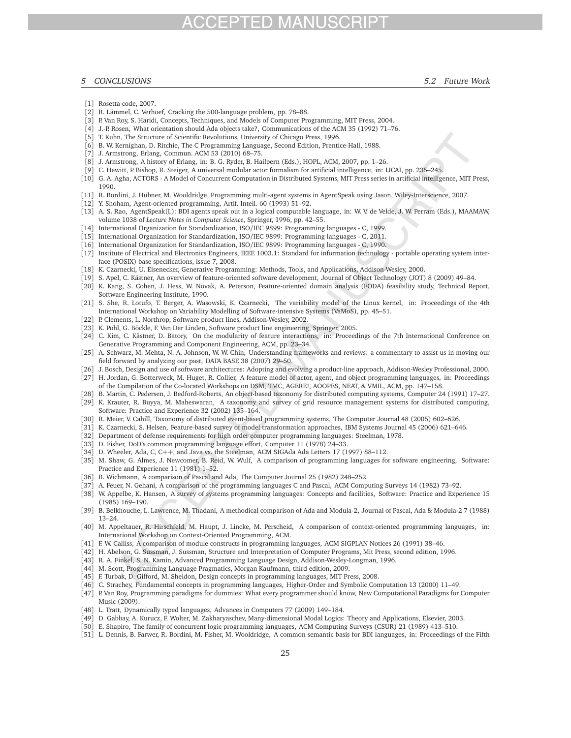[1] Rosetta code, 2007.

[2] R. Lämmel, C. Verhoef, Cracking the 500-language problem, pp. 78–88.

[3] P. Van Roy, S. Haridi, Concepts, Techniques, and Models of Computer Programming, MIT Press, 2004.

[4] J.-P. Rosen, What orientation should Ada objects take?, Communications of the ACM 35 (1992) 71–76.

[5] T. Kuhn, The Structure of Scientific Revolutions, University of Chicago Press, 1996.

[6] B. W. Kernighan, D. Ritchie, The C Programming Language, Second Edition, Prentice-Hall, 1988.

[7] J. Armstrong, Erlang, Commun. ACM 53 (2010) 68–75.

[8] J. Armstrong, A history of Erlang, in: B. G. Ryder, B. Hailpern (Eds.), HOPL, ACM, 2007, pp. 1–26.

[9] C. Hewitt, P. Bishop, R. Steiger, A universal modular actor formalism for artificial intelligence, in: IJCAI, pp. 235–245.

[10] G. A. Agha, ACTORS - A Model of Concurrent Computation in Distributed Systems, MIT Press series in artificial intelligence, MIT Press, 1990.

[11] R. Bordini, J. Hübner, M. Wooldridge, Programming multi-agent systems in AgentSpeak using Jason, Wiley-Interscience, 2007.

[12] Y. Shoham, Agent-oriented programming, Artif. Intell. 60 (1993) 51–92.

[13] A. S. Rao, AgentSpeak(L): BDI agents speak out in a logical computable language, in: W. V. de Velde, J. W. Perram (Eds.), MAAMAW, volume 1038 of *Lecture Notes in Computer Science*, Springer, 1996, pp. 42–55.

[14] International Organization for Standardization, ISO/IEC 9899: Programming languages - C, 1999.

[15] International Organization for Standardization, ISO/IEC 9899: Programming languages - C, 2011.

[16] International Organization for Standardization, ISO/IEC 9899: Programming languages - C, 1990.

[17] Institute of Electrical and Electronics Engineers, IEEE 1003.1: Standard for information technology - portable operating system interface (POSIX) base specifications, issue 7, 2008.

[18] K. Czarnecki, U. Eisenecker, Generative Programming: Methods, Tools, and Applications, Addison-Wesley, 2000.

[19] S. Apel, C. Kästner, An overview of feature-oriented software development, Journal of Object Technology (JOT) 8 (2009) 49–84.

[20] K. Kang, S. Cohen, J. Hess, W. Novak, A. Peterson, Feature-oriented domain analysis (FODA) feasibility study, Technical Report, Software Engineering Institute, 1990.

[21] S. She, R. Lotufo, T. Berger, A. Wasowski, K. Czarnecki, The variability model of the Linux kernel, in: Proceedings of the 4th International Workshop on Variability Modelling of Software-intensive Systems (VaMoS), pp. 45–51.

[22] P. Clements, L. Northrop, Software product lines, Addison-Wesley, 2002.

[23] K. Pohl, G. Böckle, F. Van Der Linden, Software product line engineering, Springer, 2005.

[24] C. Kim, C. Kästner, D. Batory, On the modularity of feature interactions, in: Proceedings of the 7th International Conference on Generative Programming and Component Engineering, ACM, pp. 23–34.

[25] A. Schwarz, M. Mehta, N. A. Johnson, W. W. Chin, Understanding frameworks and reviews: a commentary to assist us in moving our field forward by analyzing our past, DATA BASE 38 (2007) 29–50.

[26] J. Bosch, Design and use of software architectures: Adopting and evolving a product-line approach, Addison-Wesley Professional, 2000.

[27] H. Jordan, G. Botterweck, M. Huget, R. Collier, A feature model of actor, agent, and object programming languages, in: Proceedings of the Compilation of the Co-located Workshops on DSM, TMC, AGERE!, AOOPES, NEAT, & VMIL, ACM, pp. 147–158.

[28] B. Martin, C. Pedersen, J. Bedford-Roberts, An object-based taxonomy for distributed computing systems, Computer 24 (1991) 17–27.

[29] K. Krauter, R. Buyya, M. Maheswaran, A taxonomy and survey of grid resource management systems for distributed computing, Software: Practice and Experience 32 (2002) 135–164.

[30] R. Meier, V. Cahill, Taxonomy of distributed event-based programming systems, The Computer Journal 48 (2005) 602–626.

[31] K. Czarnecki, S. Helsen, Feature-based survey of model transformation approaches, IBM Systems Journal 45 (2006) 621–646.

[32] Department of defense requirements for high order computer programming languages: Steelman, 1978.

[33] D. Fisher, DoD's common programming language effort, Computer 11 (1978) 24–33.

[34] D. Wheeler, Ada, C, C++, and Java vs. the Steelman, ACM SIGAda Ada Letters 17 (1997) 88–112.

[35] M. Shaw, G. Almes, J. Newcomer, B. Reid, W. Wulf, A comparison of programming languages for software engineering, Software: Practice and Experience 11 (1981) 1–52.

[36] B. Wichmann, A comparison of Pascal and Ada, The Computer Journal 25 (1982) 248–252.

[37] A. Feuer, N. Gehani, A comparison of the programming languages C and Pascal, ACM Computing Surveys 14 (1982) 73–92.

[38] W. Appelbe, K. Hansen, A survey of systems programming languages: Concepts and facilities, Software: Practice and Experience 15 (1985) 169–190.

[39] B. Belkhouche, L. Lawrence, M. Thadani, A methodical comparison of Ada and Modula-2, Journal of Pascal, Ada & Modula-2 7 (1988) 13–24.

[40] M. Appeltauer, R. Hirschfeld, M. Haupt, J. Lincke, M. Perscheid, A comparison of context-oriented programming languages, in: International Workshop on Context-Oriented Programming, ACM.

[41] F. W. Calliss, A comparison of module constructs in programming languages, ACM SIGPLAN Notices 26 (1991) 38–46.

[42] H. Abelson, G. Sussman, J. Sussman, Structure and Interpretation of Computer Programs, Mit Press, second edition, 1996.

[43] R. A. Finkel, S. N. Kamin, Advanced Programming Language Design, Addison-Wesley-Longman, 1996.

[44] M. Scott, Programming Language Pragmatics, Morgan Kaufmann, third edition, 2009.

[45] F. Turbak, D. Gifford, M. Sheldon, Design concepts in programming languages, MIT Press, 2008.

[46] C. Strachey, Fundamental concepts in programming languages, Higher-Order and Symbolic Computation 13 (2000) 11–49.

[47] P. Van Roy, Programming paradigms for dummies: What every programmer should know, New Computational Paradigms for Computer Music (2009).

[48] L. Tratt, Dynamically typed languages, Advances in Computers 77 (2009) 149–184.

[49] D. Gabbay, A. Kurucz, F. Wolter, M. Zakharyaschev, Many-dimensional Modal Logics: Theory and Applications, Elsevier, 2003.

[50] E. Shapiro, The family of concurrent logic programming languages, ACM Computing Surveys (CSUR) 21 (1989) 413–510.

[51] L. Dennis, B. Farwer, R. Bordini, M. Fisher, M. Wooldridge, A common semantic basis for BDI languages, in: Proceedings of the Fifth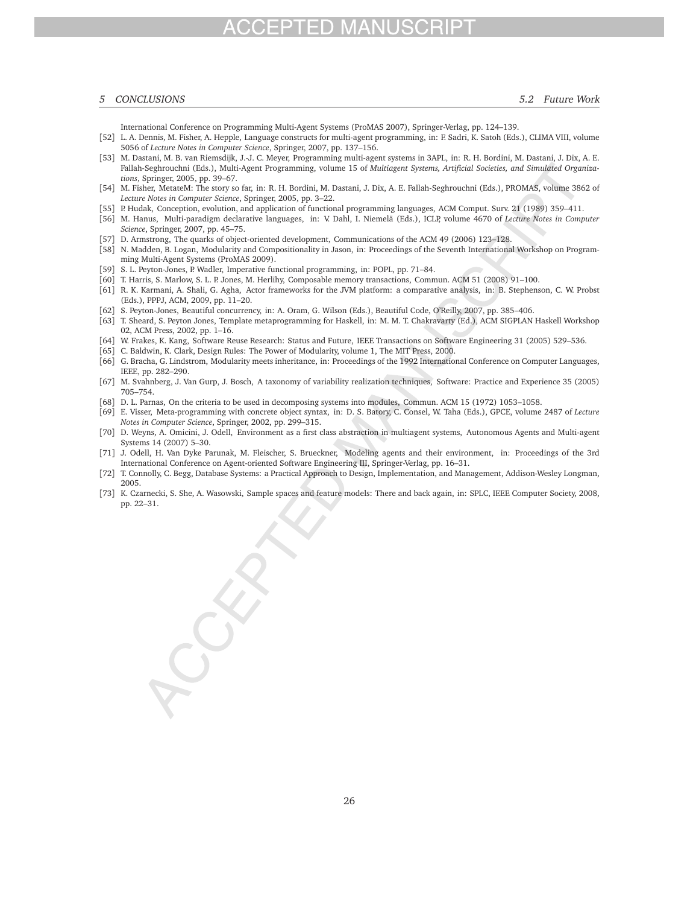International Conference on Programming Multi-Agent Systems (ProMAS 2007), Springer-Verlag, pp. 124–139.

[52] L. A. Dennis, M. Fisher, A. Hepple, Language constructs for multi-agent programming, in: F. Sadri, K. Satoh (Eds.), CLIMA VIII, volume 5056 of *Lecture Notes in Computer Science*, Springer, 2007, pp. 137–156.

[53] M. Dastani, M. B. van Riemsdijk, J.-J. C. Meyer, Programming multi-agent systems in 3APL, in: R. H. Bordini, M. Dastani, J. Dix, A. E. Fallah-Seghrouchni (Eds.), Multi-Agent Programming, volume 15 of *Multiagent Systems, Artificial Societies, and Simulated Organizations*, Springer, 2005, pp. 39–67.

[54] M. Fisher, MetateM: The story so far, in: R. H. Bordini, M. Dastani, J. Dix, A. E. Fallah-Seghrouchni (Eds.), PROMAS, volume 3862 of *Lecture Notes in Computer Science*, Springer, 2005, pp. 3–22.

[55] P. Hudak, Conception, evolution, and application of functional programming languages, ACM Comput. Surv. 21 (1989) 359–411.

[56] M. Hanus, Multi-paradigm declarative languages, in: V. Dahl, I. Niemelä (Eds.), ICLP, volume 4670 of *Lecture Notes in Computer Science*, Springer, 2007, pp. 45–75.

[57] D. Armstrong, The quarks of object-oriented development, Communications of the ACM 49 (2006) 123–128.

[58] N. Madden, B. Logan, Modularity and Compositionality in Jason, in: Proceedings of the Seventh International Workshop on Programming Multi-Agent Systems (ProMAS 2009).

[59] S. L. Peyton-Jones, P. Wadler, Imperative functional programming, in: POPL, pp. 71–84.

[60] T. Harris, S. Marlow, S. L. P. Jones, M. Herlihy, Composable memory transactions, Commun. ACM 51 (2008) 91–100.

[61] R. K. Karmani, A. Shali, G. Agha, Actor frameworks for the JVM platform: a comparative analysis, in: B. Stephenson, C. W. Probst (Eds.), PPPJ, ACM, 2009, pp. 11–20.

[62] S. Peyton-Jones, Beautiful concurrency, in: A. Oram, G. Wilson (Eds.), Beautiful Code, O'Reilly, 2007, pp. 385–406.

[63] T. Sheard, S. Peyton Jones, Template metaprogramming for Haskell, in: M. M. T. Chakravarty (Ed.), ACM SIGPLAN Haskell Workshop 02, ACM Press, 2002, pp. 1–16.

[64] W. Frakes, K. Kang, Software Reuse Research: Status and Future, IEEE Transactions on Software Engineering 31 (2005) 529–536.

[65] C. Baldwin, K. Clark, Design Rules: The Power of Modularity, volume 1, The MIT Press, 2000.

[66] G. Bracha, G. Lindstrom, Modularity meets inheritance, in: Proceedings of the 1992 International Conference on Computer Languages, IEEE, pp. 282–290.

[67] M. Svahnberg, J. Van Gurp, J. Bosch, A taxonomy of variability realization techniques, Software: Practice and Experience 35 (2005) 705–754.

[68] D. L. Parnas, On the criteria to be used in decomposing systems into modules, Commun. ACM 15 (1972) 1053–1058.

[69] E. Visser, Meta-programming with concrete object syntax, in: D. S. Batory, C. Consel, W. Taha (Eds.), GPCE, volume 2487 of *Lecture Notes in Computer Science*, Springer, 2002, pp. 299–315.

[70] D. Weyns, A. Omicini, J. Odell, Environment as a first class abstraction in multiagent systems, Autonomous Agents and Multi-agent Systems 14 (2007) 5–30.

[71] J. Odell, H. Van Dyke Parunak, M. Fleischer, S. Brueckner, Modeling agents and their environment, in: Proceedings of the 3rd International Conference on Agent-oriented Software Engineering III, Springer-Verlag, pp. 16–31.

[72] T. Connolly, C. Begg, Database Systems: a Practical Approach to Design, Implementation, and Management, Addison-Wesley Longman, 2005.

[73] K. Czarnecki, S. She, A. Wasowski, Sample spaces and feature models: There and back again, in: SPLC, IEEE Computer Society, 2008, pp. 22–31.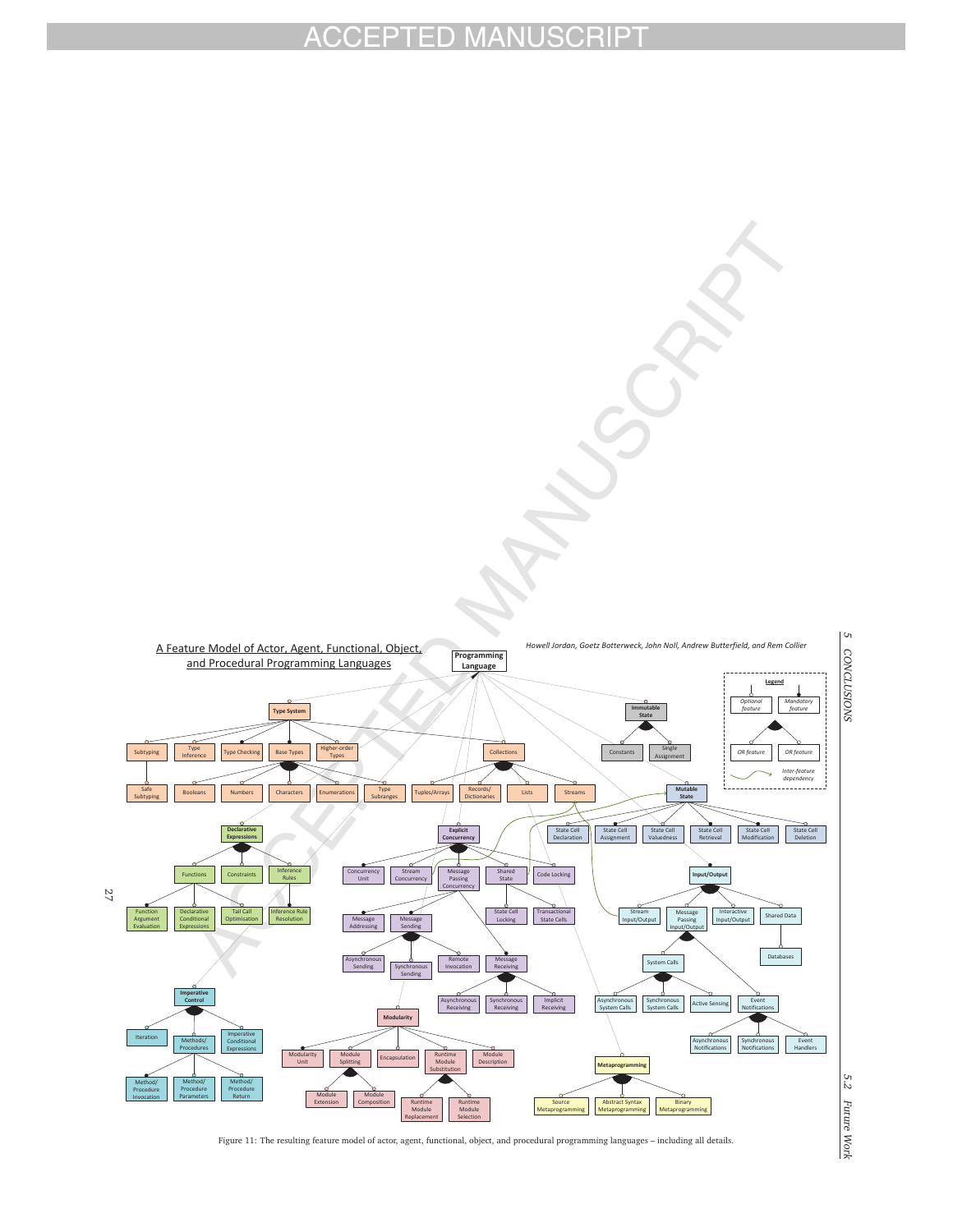A Feature Model of Actor, Agent, Functional, Object, and Procedural Programming Languages

Howell Jordan, Goetz Botterweck, John Noll, Andrew Butterfield, and Rem Collier

Programming Language

Legend
Optional feature
Mandatory feature
OR feature
OR feature
Inter-feature dependency

Type System
Subtyping
Safe Subtyping
Type Inference
Type Checking
Base Types
Booleans
Numbers
Characters
Enumerations
Type Subranges
Higher-order Types
Collections
Tuples/Arrays
Records/Dictionaries
Lists
Streams

Immutable State
Constants
Single Assignment

Mutable State
State Cell Declaration
State Cell Assignment
State Cell Valuedness
State Cell Retrieval
State Cell Modification
State Cell Deletion

Declarative Expressions
Functions
Function Argument Evaluation
Declarative Conditional Expressions
Tail Call Optimisation
Constraints
Inference Rules
Inference Rule Resolution

Explicit Concurrency
Concurrency Unit
Stream Concurrency
Message Passing Concurrency
Shared State
State Cell Locking
Transactional State Cells
Code Locking
Message Addressing
Message Sending
Asynchronous Sending
Synchronous Sending
Remote Invocation
Message Receiving
Asynchronous Receiving
Synchronous Receiving
Implicit Receiving

Input/Output
Stream Input/Output
Message Passing Input/Output
Interactive Input/Output
Shared Data
Databases
System Calls
Asynchronous System Calls
Synchronous System Calls
Active Sensing
Event Notifications
Asynchronous Notifications
Synchronous Notifications
Event Handlers

Imperative Control
Iteration
Methods/Procedures
Method/Procedure Invocation
Method/Procedure Parameters
Method/Procedure Return
Imperative Conditional Expressions

Modularity
Modularity Unit
Module Splitting
Module Extension
Module Composition
Encapsulation
Runtime Module Substitution
Runtime Module Replacement
Runtime Module Selection
Module Description

Metaprogramming
Source Metaprogramming
Abstract Syntax Metaprogramming
Binary Metaprogramming

Figure 11: The resulting feature model of actor, agent, functional, object, and procedural programming languages – including all details.